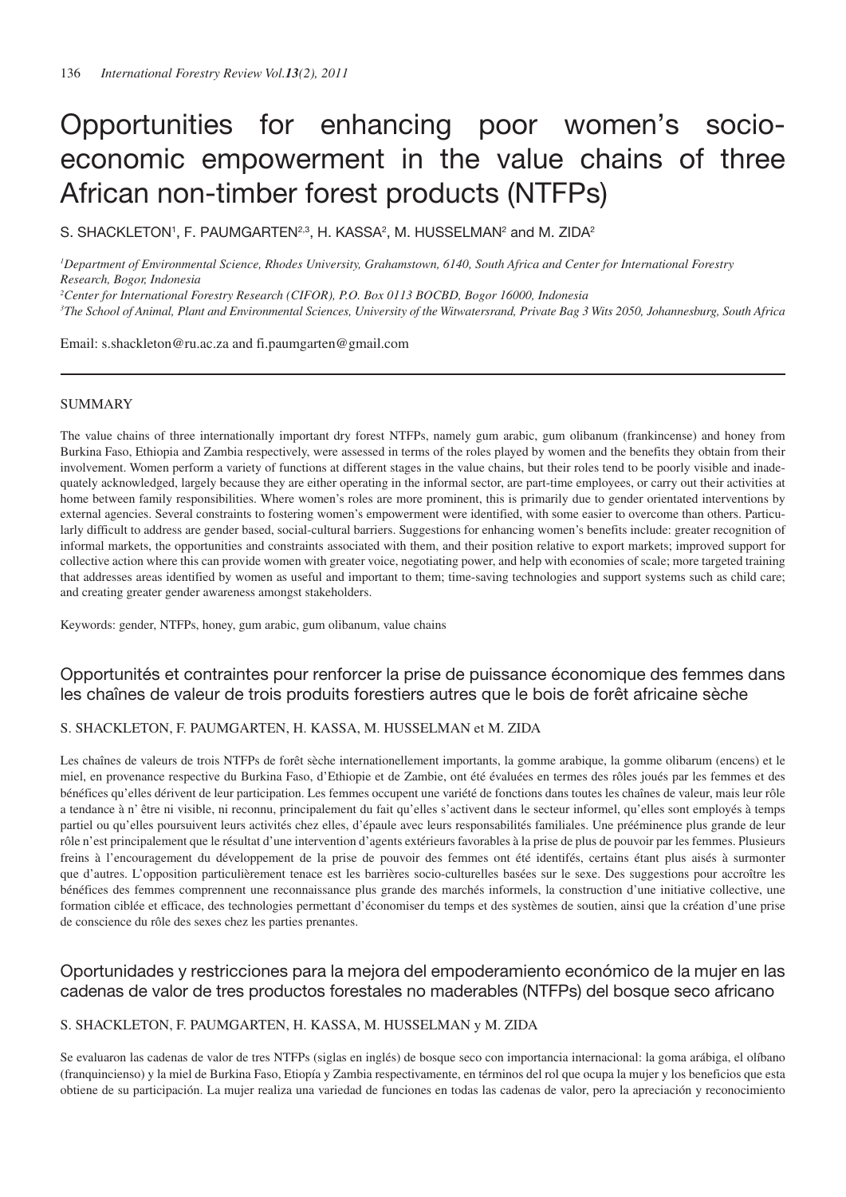# Opportunities for enhancing poor women's socio-economic empowerment in the value chains of three African non-timber forest products (NTFPs)

S. SHACKLETON[1], F. PAUMGARTEN[2,3], H. KASSA[2], M. HUSSELMAN[2] and M. ZIDA[2]

[1]*Department of Environmental Science, Rhodes University, Grahamstown, 6140, South Africa and Center for International Forestry Research, Bogor, Indonesia*

[2]*Center for International Forestry Research (CIFOR), P.O. Box 0113 BOCBD, Bogor 16000, Indonesia*

[3]*The School of Animal, Plant and Environmental Sciences, University of the Witwatersrand, Private Bag 3 Wits 2050, Johannesburg, South Africa*

Email: s.shackleton@ru.ac.za and fi.paumgarten@gmail.com

## SUMMARY

The value chains of three internationally important dry forest NTFPs, namely gum arabic, gum olibanum (frankincense) and honey from Burkina Faso, Ethiopia and Zambia respectively, were assessed in terms of the roles played by women and the benefits they obtain from their involvement. Women perform a variety of functions at different stages in the value chains, but their roles tend to be poorly visible and inadequately acknowledged, largely because they are either operating in the informal sector, are part-time employees, or carry out their activities at home between family responsibilities. Where women's roles are more prominent, this is primarily due to gender orientated interventions by external agencies. Several constraints to fostering women's empowerment were identified, with some easier to overcome than others. Particularly difficult to address are gender based, social-cultural barriers. Suggestions for enhancing women's benefits include: greater recognition of informal markets, the opportunities and constraints associated with them, and their position relative to export markets; improved support for collective action where this can provide women with greater voice, negotiating power, and help with economies of scale; more targeted training that addresses areas identified by women as useful and important to them; time-saving technologies and support systems such as child care; and creating greater gender awareness amongst stakeholders.

Keywords: gender, NTFPs, honey, gum arabic, gum olibanum, value chains

## Opportunités et contraintes pour renforcer la prise de puissance économique des femmes dans les chaînes de valeur de trois produits forestiers autres que le bois de forêt africaine sèche

S. SHACKLETON, F. PAUMGARTEN, H. KASSA, M. HUSSELMAN et M. ZIDA

Les chaînes de valeurs de trois NTFPs de forêt sèche internationellement importants, la gomme arabique, la gomme olibarum (encens) et le miel, en provenance respective du Burkina Faso, d'Ethiopie et de Zambie, ont été évaluées en termes des rôles joués par les femmes et des bénéfices qu'elles dérivent de leur participation. Les femmes occupent une variété de fonctions dans toutes les chaînes de valeur, mais leur rôle a tendance à n' être ni visible, ni reconnu, principalement du fait qu'elles s'activent dans le secteur informel, qu'elles sont employés à temps partiel ou qu'elles poursuivent leurs activités chez elles, d'épaule avec leurs responsabilités familiales. Une prééminence plus grande de leur rôle n'est principalement que le résultat d'une intervention d'agents extérieurs favorables à la prise de plus de pouvoir par les femmes. Plusieurs freins à l'encouragement du développement de la prise de pouvoir des femmes ont été identifiés, certains étant plus aisés à surmonter que d'autres. L'opposition particulièrement tenace est les barrières socio-culturelles basées sur le sexe. Des suggestions pour accroître les bénéfices des femmes comprennent une reconnaissance plus grande des marchés informels, la construction d'une initiative collective, une formation ciblée et efficace, des technologies permettant d'économiser du temps et des systèmes de soutien, ainsi que la création d'une prise de conscience du rôle des sexes chez les parties prenantes.

## Oportunidades y restricciones para la mejora del empoderamiento económico de la mujer en las cadenas de valor de tres productos forestales no maderables (NTFPs) del bosque seco africano

S. SHACKLETON, F. PAUMGARTEN, H. KASSA, M. HUSSELMAN y M. ZIDA

Se evaluaron las cadenas de valor de tres NTFPs (siglas en inglés) de bosque seco con importancia internacional: la goma arábiga, el olíbano (franquincienso) y la miel de Burkina Faso, Etiopía y Zambia respectivamente, en términos del rol que ocupa la mujer y los beneficios que esta obtiene de su participación. La mujer realiza una variedad de funciones en todas las cadenas de valor, pero la apreciación y reconocimiento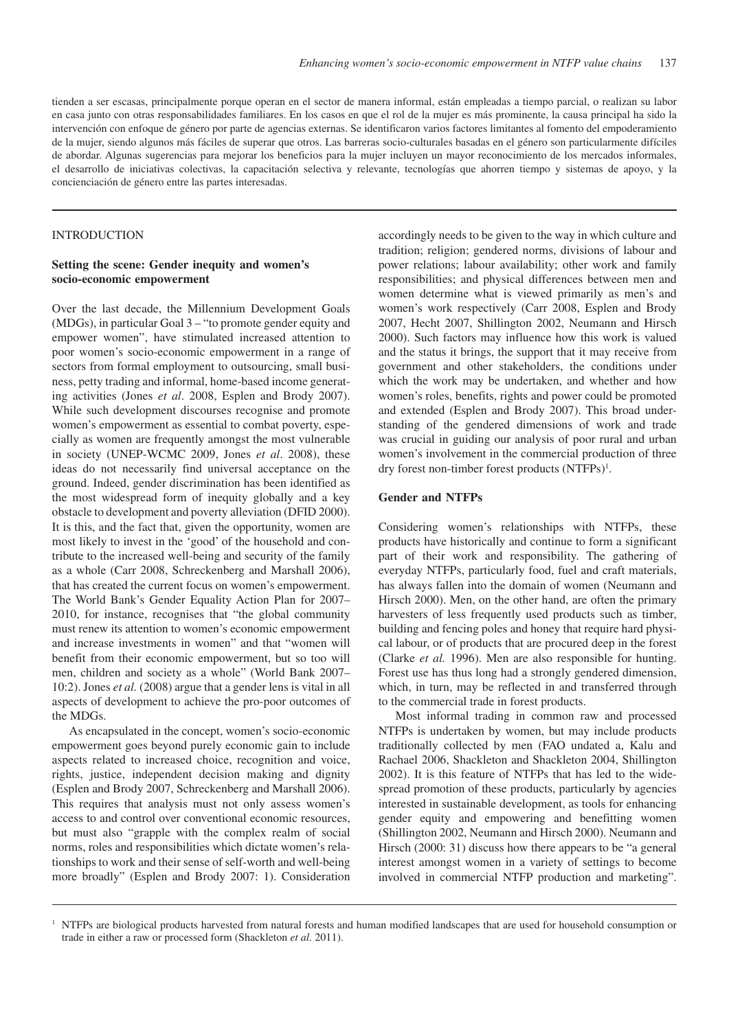tienden a ser escasas, principalmente porque operan en el sector de manera informal, están empleadas a tiempo parcial, o realizan su labor en casa junto con otras responsabilidades familiares. En los casos en que el rol de la mujer es más prominente, la causa principal ha sido la intervención con enfoque de género por parte de agencias externas. Se identificaron varios factores limitantes al fomento del empoderamiento de la mujer, siendo algunos más fáciles de superar que otros. Las barreras socio-culturales basadas en el género son particularmente difíciles de abordar. Algunas sugerencias para mejorar los beneficios para la mujer incluyen un mayor reconocimiento de los mercados informales, el desarrollo de iniciativas colectivas, la capacitación selectiva y relevante, tecnologías que ahorren tiempo y sistemas de apoyo, y la concienciación de género entre las partes interesadas.

## INTRODUCTION

### Setting the scene: Gender inequity and women's socio-economic empowerment

Over the last decade, the Millennium Development Goals (MDGs), in particular Goal 3 – "to promote gender equity and empower women", have stimulated increased attention to poor women's socio-economic empowerment in a range of sectors from formal employment to outsourcing, small business, petty trading and informal, home-based income generating activities (Jones *et al*. 2008, Esplen and Brody 2007). While such development discourses recognise and promote women's empowerment as essential to combat poverty, especially as women are frequently amongst the most vulnerable in society (UNEP-WCMC 2009, Jones *et al*. 2008), these ideas do not necessarily find universal acceptance on the ground. Indeed, gender discrimination has been identified as the most widespread form of inequity globally and a key obstacle to development and poverty alleviation (DFID 2000). It is this, and the fact that, given the opportunity, women are most likely to invest in the 'good' of the household and contribute to the increased well-being and security of the family as a whole (Carr 2008, Schreckenberg and Marshall 2006), that has created the current focus on women's empowerment. The World Bank's Gender Equality Action Plan for 2007–2010, for instance, recognises that "the global community must renew its attention to women's economic empowerment and increase investments in women" and that "women will benefit from their economic empowerment, but so too will men, children and society as a whole" (World Bank 2007–10:2). Jones *et al.* (2008) argue that a gender lens is vital in all aspects of development to achieve the pro-poor outcomes of the MDGs.

As encapsulated in the concept, women's socio-economic empowerment goes beyond purely economic gain to include aspects related to increased choice, recognition and voice, rights, justice, independent decision making and dignity (Esplen and Brody 2007, Schreckenberg and Marshall 2006). This requires that analysis must not only assess women's access to and control over conventional economic resources, but must also "grapple with the complex realm of social norms, roles and responsibilities which dictate women's relationships to work and their sense of self-worth and well-being more broadly" (Esplen and Brody 2007: 1). Consideration accordingly needs to be given to the way in which culture and tradition; religion; gendered norms, divisions of labour and power relations; labour availability; other work and family responsibilities; and physical differences between men and women determine what is viewed primarily as men's and women's work respectively (Carr 2008, Esplen and Brody 2007, Hecht 2007, Shillington 2002, Neumann and Hirsch 2000). Such factors may influence how this work is valued and the status it brings, the support that it may receive from government and other stakeholders, the conditions under which the work may be undertaken, and whether and how women's roles, benefits, rights and power could be promoted and extended (Esplen and Brody 2007). This broad understanding of the gendered dimensions of work and trade was crucial in guiding our analysis of poor rural and urban women's involvement in the commercial production of three dry forest non-timber forest products (NTFPs)[1].

### Gender and NTFPs

Considering women's relationships with NTFPs, these products have historically and continue to form a significant part of their work and responsibility. The gathering of everyday NTFPs, particularly food, fuel and craft materials, has always fallen into the domain of women (Neumann and Hirsch 2000). Men, on the other hand, are often the primary harvesters of less frequently used products such as timber, building and fencing poles and honey that require hard physical labour, or of products that are procured deep in the forest (Clarke *et al.* 1996). Men are also responsible for hunting. Forest use has thus long had a strongly gendered dimension, which, in turn, may be reflected in and transferred through to the commercial trade in forest products.

Most informal trading in common raw and processed NTFPs is undertaken by women, but may include products traditionally collected by men (FAO undated a, Kalu and Rachael 2006, Shackleton and Shackleton 2004, Shillington 2002). It is this feature of NTFPs that has led to the widespread promotion of these products, particularly by agencies interested in sustainable development, as tools for enhancing gender equity and empowering and benefitting women (Shillington 2002, Neumann and Hirsch 2000). Neumann and Hirsch (2000: 31) discuss how there appears to be "a general interest amongst women in a variety of settings to become involved in commercial NTFP production and marketing".

[1] NTFPs are biological products harvested from natural forests and human modified landscapes that are used for household consumption or trade in either a raw or processed form (Shackleton *et al.* 2011).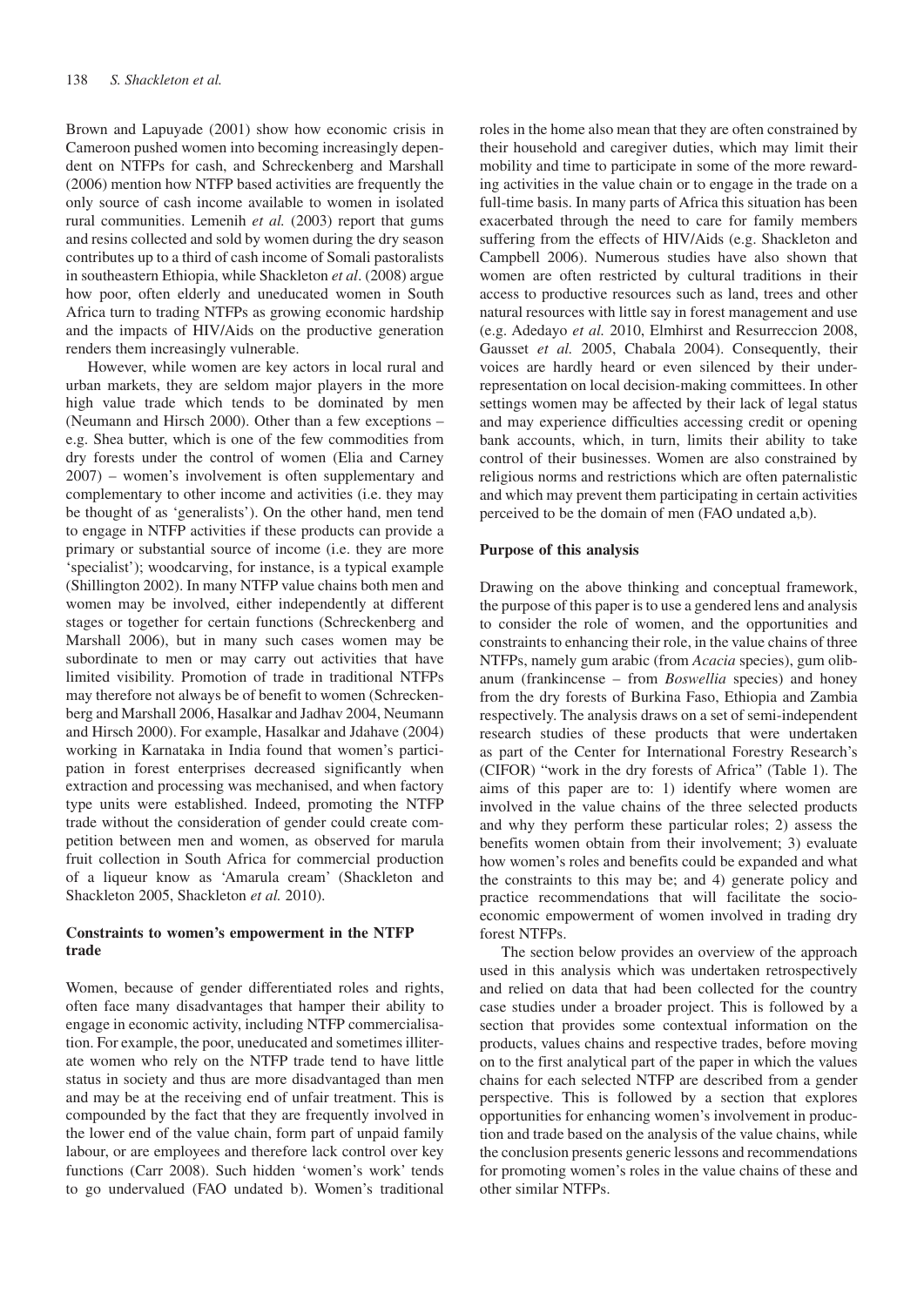Brown and Lapuyade (2001) show how economic crisis in Cameroon pushed women into becoming increasingly dependent on NTFPs for cash, and Schreckenberg and Marshall (2006) mention how NTFP based activities are frequently the only source of cash income available to women in isolated rural communities. Lemenih *et al.* (2003) report that gums and resins collected and sold by women during the dry season contributes up to a third of cash income of Somali pastoralists in southeastern Ethiopia, while Shackleton *et al*. (2008) argue how poor, often elderly and uneducated women in South Africa turn to trading NTFPs as growing economic hardship and the impacts of HIV/Aids on the productive generation renders them increasingly vulnerable.

However, while women are key actors in local rural and urban markets, they are seldom major players in the more high value trade which tends to be dominated by men (Neumann and Hirsch 2000). Other than a few exceptions – e.g. Shea butter, which is one of the few commodities from dry forests under the control of women (Elia and Carney 2007) – women's involvement is often supplementary and complementary to other income and activities (i.e. they may be thought of as 'generalists'). On the other hand, men tend to engage in NTFP activities if these products can provide a primary or substantial source of income (i.e. they are more 'specialist'); woodcarving, for instance, is a typical example (Shillington 2002). In many NTFP value chains both men and women may be involved, either independently at different stages or together for certain functions (Schreckenberg and Marshall 2006), but in many such cases women may be subordinate to men or may carry out activities that have limited visibility. Promotion of trade in traditional NTFPs may therefore not always be of benefit to women (Schreckenberg and Marshall 2006, Hasalkar and Jadhav 2004, Neumann and Hirsch 2000). For example, Hasalkar and Jdahave (2004) working in Karnataka in India found that women's participation in forest enterprises decreased significantly when extraction and processing was mechanised, and when factory type units were established. Indeed, promoting the NTFP trade without the consideration of gender could create competition between men and women, as observed for marula fruit collection in South Africa for commercial production of a liqueur know as 'Amarula cream' (Shackleton and Shackleton 2005, Shackleton *et al.* 2010).

### Constraints to women's empowerment in the NTFP trade

Women, because of gender differentiated roles and rights, often face many disadvantages that hamper their ability to engage in economic activity, including NTFP commercialisation. For example, the poor, uneducated and sometimes illiterate women who rely on the NTFP trade tend to have little status in society and thus are more disadvantaged than men and may be at the receiving end of unfair treatment. This is compounded by the fact that they are frequently involved in the lower end of the value chain, form part of unpaid family labour, or are employees and therefore lack control over key functions (Carr 2008). Such hidden 'women's work' tends to go undervalued (FAO undated b). Women's traditional roles in the home also mean that they are often constrained by their household and caregiver duties, which may limit their mobility and time to participate in some of the more rewarding activities in the value chain or to engage in the trade on a full-time basis. In many parts of Africa this situation has been exacerbated through the need to care for family members suffering from the effects of HIV/Aids (e.g. Shackleton and Campbell 2006). Numerous studies have also shown that women are often restricted by cultural traditions in their access to productive resources such as land, trees and other natural resources with little say in forest management and use (e.g. Adedayo *et al.* 2010, Elmhirst and Resurreccion 2008, Gausset *et al.* 2005, Chabala 2004). Consequently, their voices are hardly heard or even silenced by their under-representation on local decision-making committees. In other settings women may be affected by their lack of legal status and may experience difficulties accessing credit or opening bank accounts, which, in turn, limits their ability to take control of their businesses. Women are also constrained by religious norms and restrictions which are often paternalistic and which may prevent them participating in certain activities perceived to be the domain of men (FAO undated a,b).

### Purpose of this analysis

Drawing on the above thinking and conceptual framework, the purpose of this paper is to use a gendered lens and analysis to consider the role of women, and the opportunities and constraints to enhancing their role, in the value chains of three NTFPs, namely gum arabic (from *Acacia* species), gum olibanum (frankincense – from *Boswellia* species) and honey from the dry forests of Burkina Faso, Ethiopia and Zambia respectively. The analysis draws on a set of semi-independent research studies of these products that were undertaken as part of the Center for International Forestry Research's (CIFOR) "work in the dry forests of Africa" (Table 1). The aims of this paper are to: 1) identify where women are involved in the value chains of the three selected products and why they perform these particular roles; 2) assess the benefits women obtain from their involvement; 3) evaluate how women's roles and benefits could be expanded and what the constraints to this may be; and 4) generate policy and practice recommendations that will facilitate the socio-economic empowerment of women involved in trading dry forest NTFPs.

The section below provides an overview of the approach used in this analysis which was undertaken retrospectively and relied on data that had been collected for the country case studies under a broader project. This is followed by a section that provides some contextual information on the products, values chains and respective trades, before moving on to the first analytical part of the paper in which the values chains for each selected NTFP are described from a gender perspective. This is followed by a section that explores opportunities for enhancing women's involvement in production and trade based on the analysis of the value chains, while the conclusion presents generic lessons and recommendations for promoting women's roles in the value chains of these and other similar NTFPs.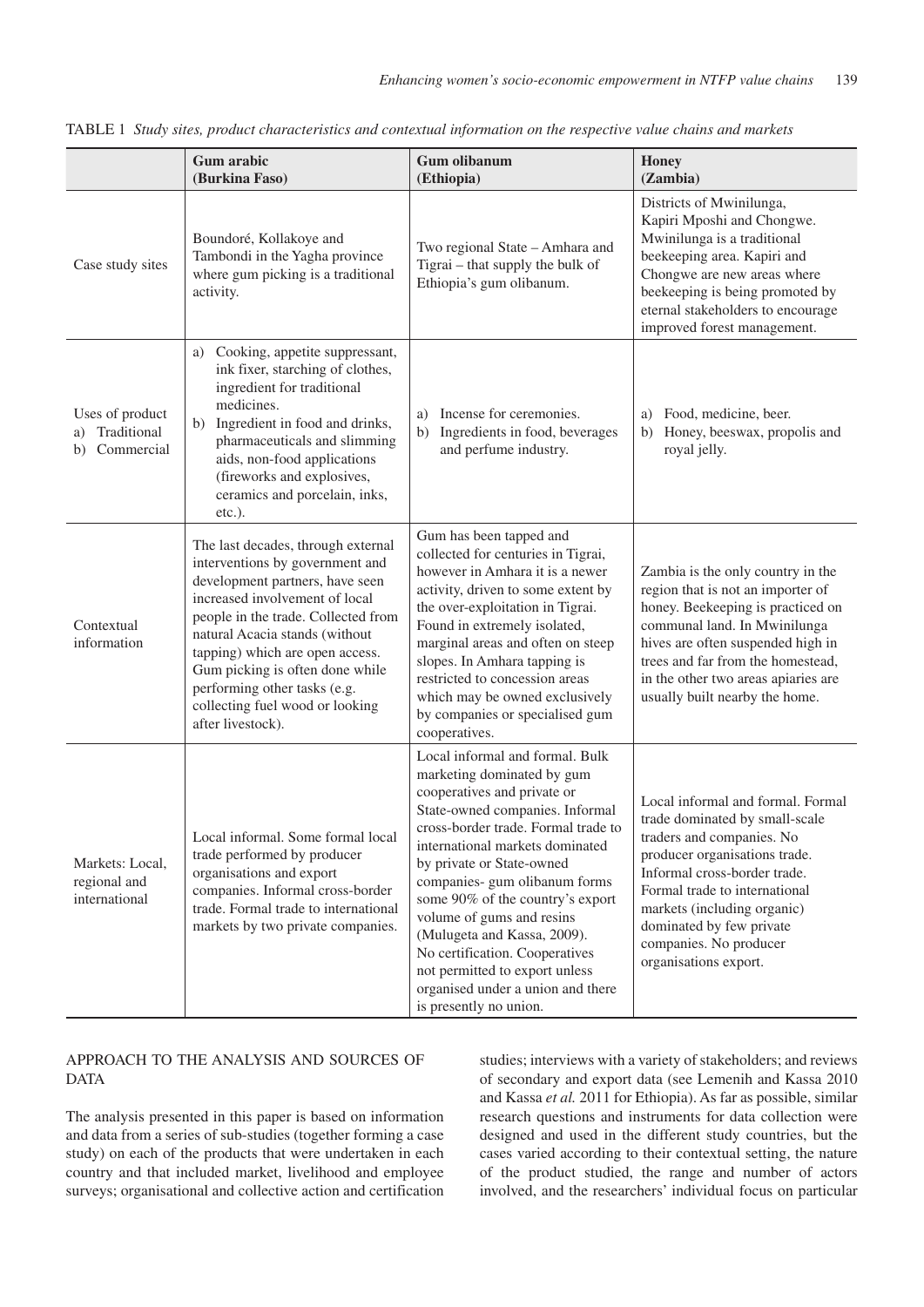TABLE 1 *Study sites, product characteristics and contextual information on the respective value chains and markets*

| | **Gum arabic (Burkina Faso)** | **Gum olibanum (Ethiopia)** | **Honey (Zambia)** |
|---|---|---|---|
| Case study sites | Boundoré, Kollakoye and Tambondi in the Yagha province where gum picking is a traditional activity. | Two regional State – Amhara and Tigrai – that supply the bulk of Ethiopia's gum olibanum. | Districts of Mwinilunga, Kapiri Mposhi and Chongwe. Mwinilunga is a traditional beekeeping area. Kapiri and Chongwe are new areas where beekeeping is being promoted by eternal stakeholders to encourage improved forest management. |
| Uses of product a) Traditional b) Commercial | a) Cooking, appetite suppressant, ink fixer, starching of clothes, ingredient for traditional medicines. b) Ingredient in food and drinks, pharmaceuticals and slimming aids, non-food applications (fireworks and explosives, ceramics and porcelain, inks, etc.). | a) Incense for ceremonies. b) Ingredients in food, beverages and perfume industry. | a) Food, medicine, beer. b) Honey, beeswax, propolis and royal jelly. |
| Contextual information | The last decades, through external interventions by government and development partners, have seen increased involvement of local people in the trade. Collected from natural Acacia stands (without tapping) which are open access. Gum picking is often done while performing other tasks (e.g. collecting fuel wood or looking after livestock). | Gum has been tapped and collected for centuries in Tigrai, however in Amhara it is a newer activity, driven to some extent by the over-exploitation in Tigrai. Found in extremely isolated, marginal areas and often on steep slopes. In Amhara tapping is restricted to concession areas which may be owned exclusively by companies or specialised gum cooperatives. | Zambia is the only country in the region that is not an importer of honey. Beekeeping is practiced on communal land. In Mwinilunga hives are often suspended high in trees and far from the homestead, in the other two areas apiaries are usually built nearby the home. |
| Markets: Local, regional and international | Local informal. Some formal local trade performed by producer organisations and export companies. Informal cross-border trade. Formal trade to international markets by two private companies. | Local informal and formal. Bulk marketing dominated by gum cooperatives and private or State-owned companies. Informal cross-border trade. Formal trade to international markets dominated by private or State-owned companies- gum olibanum forms some 90% of the country's export volume of gums and resins (Mulugeta and Kassa, 2009). No certification. Cooperatives not permitted to export unless organised under a union and there is presently no union. | Local informal and formal. Formal trade dominated by small-scale traders and companies. No producer organisations trade. Informal cross-border trade. Formal trade to international markets (including organic) dominated by few private companies. No producer organisations export. |

## APPROACH TO THE ANALYSIS AND SOURCES OF DATA

The analysis presented in this paper is based on information and data from a series of sub-studies (together forming a case study) on each of the products that were undertaken in each country and that included market, livelihood and employee surveys; organisational and collective action and certification studies; interviews with a variety of stakeholders; and reviews of secondary and export data (see Lemenih and Kassa 2010 and Kassa *et al.* 2011 for Ethiopia). As far as possible, similar research questions and instruments for data collection were designed and used in the different study countries, but the cases varied according to their contextual setting, the nature of the product studied, the range and number of actors involved, and the researchers' individual focus on particular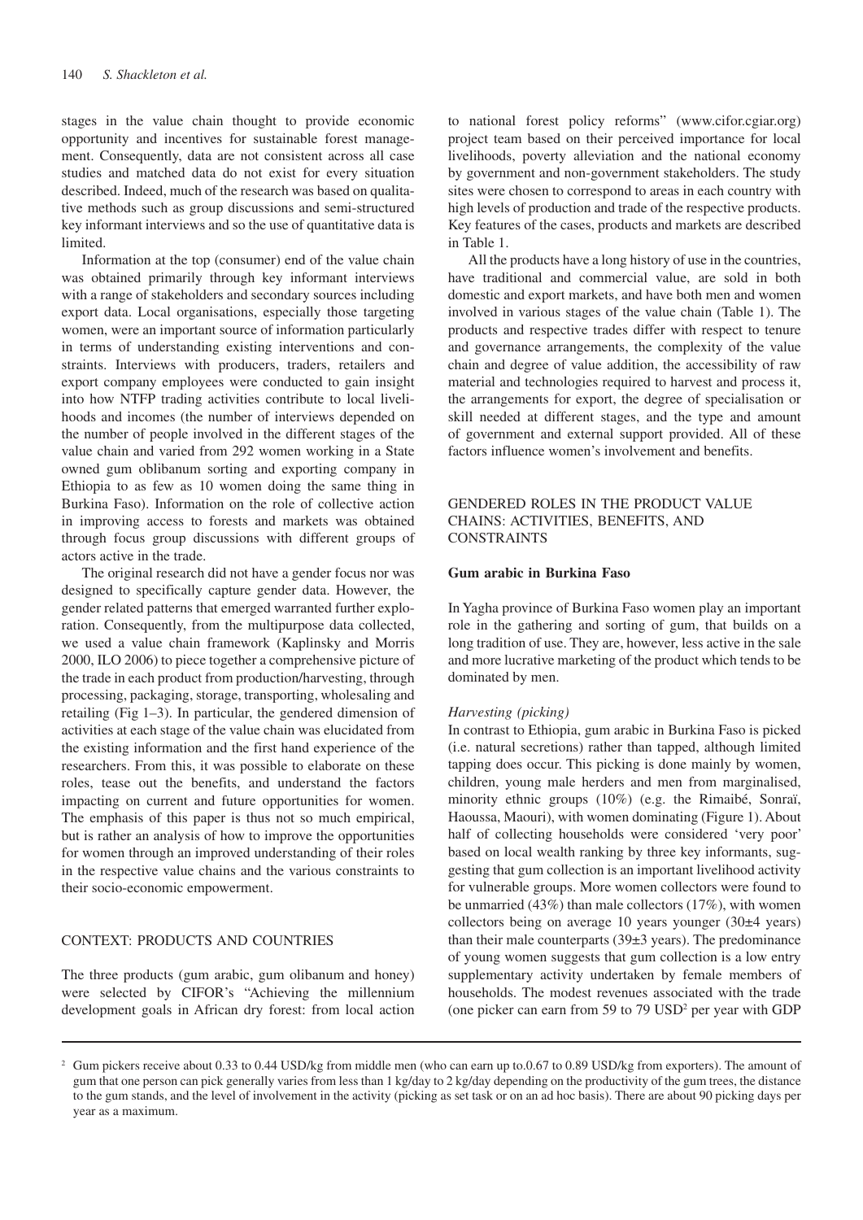stages in the value chain thought to provide economic opportunity and incentives for sustainable forest management. Consequently, data are not consistent across all case studies and matched data do not exist for every situation described. Indeed, much of the research was based on qualitative methods such as group discussions and semi-structured key informant interviews and so the use of quantitative data is limited.

Information at the top (consumer) end of the value chain was obtained primarily through key informant interviews with a range of stakeholders and secondary sources including export data. Local organisations, especially those targeting women, were an important source of information particularly in terms of understanding existing interventions and constraints. Interviews with producers, traders, retailers and export company employees were conducted to gain insight into how NTFP trading activities contribute to local livelihoods and incomes (the number of interviews depended on the number of people involved in the different stages of the value chain and varied from 292 women working in a State owned gum oblibanum sorting and exporting company in Ethiopia to as few as 10 women doing the same thing in Burkina Faso). Information on the role of collective action in improving access to forests and markets was obtained through focus group discussions with different groups of actors active in the trade.

The original research did not have a gender focus nor was designed to specifically capture gender data. However, the gender related patterns that emerged warranted further exploration. Consequently, from the multipurpose data collected, we used a value chain framework (Kaplinsky and Morris 2000, ILO 2006) to piece together a comprehensive picture of the trade in each product from production/harvesting, through processing, packaging, storage, transporting, wholesaling and retailing (Fig 1–3). In particular, the gendered dimension of activities at each stage of the value chain was elucidated from the existing information and the first hand experience of the researchers. From this, it was possible to elaborate on these roles, tease out the benefits, and understand the factors impacting on current and future opportunities for women. The emphasis of this paper is thus not so much empirical, but is rather an analysis of how to improve the opportunities for women through an improved understanding of their roles in the respective value chains and the various constraints to their socio-economic empowerment.

## CONTEXT: PRODUCTS AND COUNTRIES

The three products (gum arabic, gum olibanum and honey) were selected by CIFOR's "Achieving the millennium development goals in African dry forest: from local action to national forest policy reforms" (www.cifor.cgiar.org) project team based on their perceived importance for local livelihoods, poverty alleviation and the national economy by government and non-government stakeholders. The study sites were chosen to correspond to areas in each country with high levels of production and trade of the respective products. Key features of the cases, products and markets are described in Table 1.

All the products have a long history of use in the countries, have traditional and commercial value, are sold in both domestic and export markets, and have both men and women involved in various stages of the value chain (Table 1). The products and respective trades differ with respect to tenure and governance arrangements, the complexity of the value chain and degree of value addition, the accessibility of raw material and technologies required to harvest and process it, the arrangements for export, the degree of specialisation or skill needed at different stages, and the type and amount of government and external support provided. All of these factors influence women's involvement and benefits.

## GENDERED ROLES IN THE PRODUCT VALUE CHAINS: ACTIVITIES, BENEFITS, AND CONSTRAINTS

### Gum arabic in Burkina Faso

In Yagha province of Burkina Faso women play an important role in the gathering and sorting of gum, that builds on a long tradition of use. They are, however, less active in the sale and more lucrative marketing of the product which tends to be dominated by men.

#### *Harvesting (picking)*

In contrast to Ethiopia, gum arabic in Burkina Faso is picked (i.e. natural secretions) rather than tapped, although limited tapping does occur. This picking is done mainly by women, children, young male herders and men from marginalised, minority ethnic groups (10%) (e.g. the Rimaibé, Sonraï, Haoussa, Maouri), with women dominating (Figure 1). About half of collecting households were considered 'very poor' based on local wealth ranking by three key informants, suggesting that gum collection is an important livelihood activity for vulnerable groups. More women collectors were found to be unmarried (43%) than male collectors (17%), with women collectors being on average 10 years younger (30±4 years) than their male counterparts (39±3 years). The predominance of young women suggests that gum collection is a low entry supplementary activity undertaken by female members of households. The modest revenues associated with the trade (one picker can earn from 59 to 79 USD[2] per year with GDP

[2] Gum pickers receive about 0.33 to 0.44 USD/kg from middle men (who can earn up to.0.67 to 0.89 USD/kg from exporters). The amount of gum that one person can pick generally varies from less than 1 kg/day to 2 kg/day depending on the productivity of the gum trees, the distance to the gum stands, and the level of involvement in the activity (picking as set task or on an ad hoc basis). There are about 90 picking days per year as a maximum.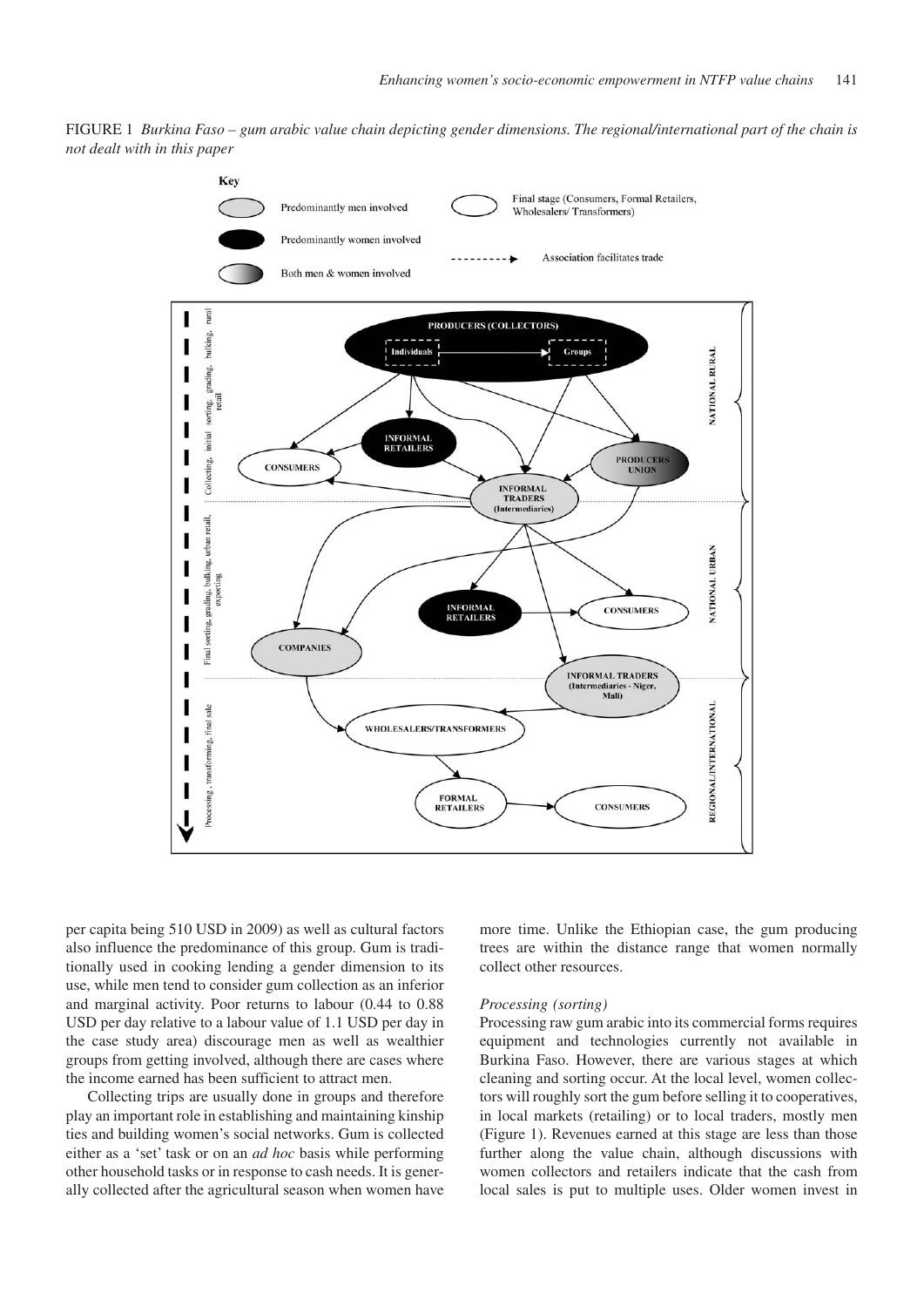FIGURE 1 *Burkina Faso – gum arabic value chain depicting gender dimensions. The regional/international part of the chain is not dealt with in this paper*

Key
Predominantly men involved
Predominantly women involved
Both men & women involved
Final stage (Consumers, Formal Retailers, Wholesalers/ Transformers)
Association facilitates trade

Collecting, initial sorting, grading, bulking, rural retail
Final sorting, grading, bulking, urban retail, exporting
Processing, transforming, final sale

PRODUCERS (COLLECTORS)
Individuals
Groups
INFORMAL RETAILERS
CONSUMERS
PRODUCERS UNION
INFORMAL TRADERS (Intermediaries)
NATIONAL RURAL
INFORMAL RETAILERS
CONSUMERS
COMPANIES
NATIONAL URBAN
INFORMAL TRADERS (Intermediaries - Niger, Mali)
WHOLESALERS/TRANSFORMERS
FORMAL RETAILERS
CONSUMERS
REGIONAL/INTERNATIONAL

per capita being 510 USD in 2009) as well as cultural factors also influence the predominance of this group. Gum is traditionally used in cooking lending a gender dimension to its use, while men tend to consider gum collection as an inferior and marginal activity. Poor returns to labour (0.44 to 0.88 USD per day relative to a labour value of 1.1 USD per day in the case study area) discourage men as well as wealthier groups from getting involved, although there are cases where the income earned has been sufficient to attract men.

Collecting trips are usually done in groups and therefore play an important role in establishing and maintaining kinship ties and building women's social networks. Gum is collected either as a 'set' task or on an *ad hoc* basis while performing other household tasks or in response to cash needs. It is generally collected after the agricultural season when women have more time. Unlike the Ethiopian case, the gum producing trees are within the distance range that women normally collect other resources.

#### *Processing (sorting)*

Processing raw gum arabic into its commercial forms requires equipment and technologies currently not available in Burkina Faso. However, there are various stages at which cleaning and sorting occur. At the local level, women collectors will roughly sort the gum before selling it to cooperatives, in local markets (retailing) or to local traders, mostly men (Figure 1). Revenues earned at this stage are less than those further along the value chain, although discussions with women collectors and retailers indicate that the cash from local sales is put to multiple uses. Older women invest in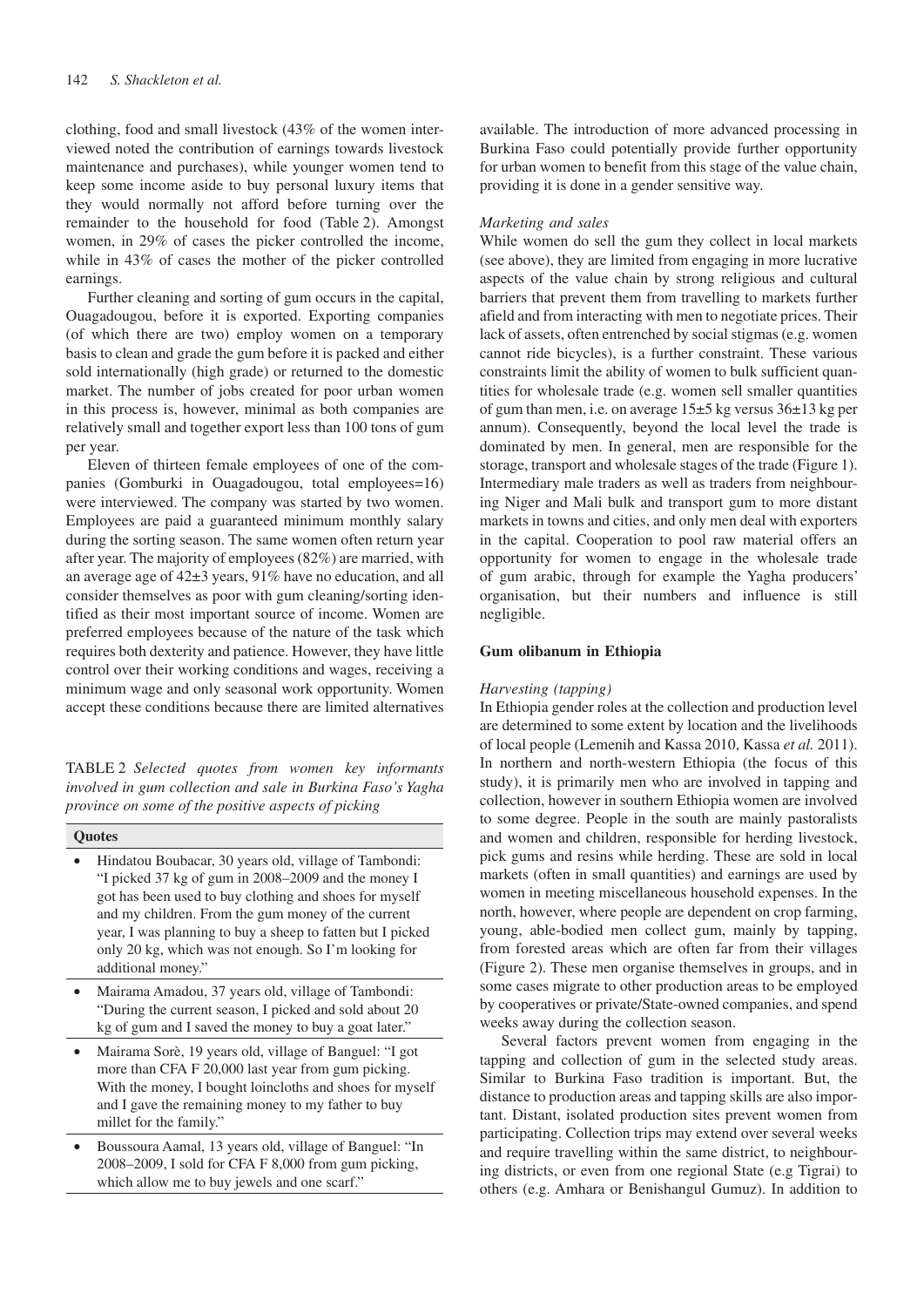clothing, food and small livestock (43% of the women interviewed noted the contribution of earnings towards livestock maintenance and purchases), while younger women tend to keep some income aside to buy personal luxury items that they would normally not afford before turning over the remainder to the household for food (Table 2). Amongst women, in 29% of cases the picker controlled the income, while in 43% of cases the mother of the picker controlled earnings.

Further cleaning and sorting of gum occurs in the capital, Ouagadougou, before it is exported. Exporting companies (of which there are two) employ women on a temporary basis to clean and grade the gum before it is packed and either sold internationally (high grade) or returned to the domestic market. The number of jobs created for poor urban women in this process is, however, minimal as both companies are relatively small and together export less than 100 tons of gum per year.

Eleven of thirteen female employees of one of the companies (Gomburki in Ouagadougou, total employees=16) were interviewed. The company was started by two women. Employees are paid a guaranteed minimum monthly salary during the sorting season. The same women often return year after year. The majority of employees (82%) are married, with an average age of 42±3 years, 91% have no education, and all consider themselves as poor with gum cleaning/sorting identified as their most important source of income. Women are preferred employees because of the nature of the task which requires both dexterity and patience. However, they have little control over their working conditions and wages, receiving a minimum wage and only seasonal work opportunity. Women accept these conditions because there are limited alternatives available. The introduction of more advanced processing in Burkina Faso could potentially provide further opportunity for urban women to benefit from this stage of the value chain, providing it is done in a gender sensitive way.

TABLE 2 *Selected quotes from women key informants involved in gum collection and sale in Burkina Faso's Yagha province on some of the positive aspects of picking*

| Quotes |
|---|
| • Hindatou Boubacar, 30 years old, village of Tambondi: "I picked 37 kg of gum in 2008–2009 and the money I got has been used to buy clothing and shoes for myself and my children. From the gum money of the current year, I was planning to buy a sheep to fatten but I picked only 20 kg, which was not enough. So I'm looking for additional money." |
| • Mairama Amadou, 37 years old, village of Tambondi: "During the current season, I picked and sold about 20 kg of gum and I saved the money to buy a goat later." |
| • Mairama Sorè, 19 years old, village of Banguel: "I got more than CFA F 20,000 last year from gum picking. With the money, I bought loincloths and shoes for myself and I gave the remaining money to my father to buy millet for the family." |
| • Boussoura Aamal, 13 years old, village of Banguel: "In 2008–2009, I sold for CFA F 8,000 from gum picking, which allow me to buy jewels and one scarf." |

*Marketing and sales*

While women do sell the gum they collect in local markets (see above), they are limited from engaging in more lucrative aspects of the value chain by strong religious and cultural barriers that prevent them from travelling to markets further afield and from interacting with men to negotiate prices. Their lack of assets, often entrenched by social stigmas (e.g. women cannot ride bicycles), is a further constraint. These various constraints limit the ability of women to bulk sufficient quantities for wholesale trade (e.g. women sell smaller quantities of gum than men, i.e. on average 15±5 kg versus 36±13 kg per annum). Consequently, beyond the local level the trade is dominated by men. In general, men are responsible for the storage, transport and wholesale stages of the trade (Figure 1). Intermediary male traders as well as traders from neighbouring Niger and Mali bulk and transport gum to more distant markets in towns and cities, and only men deal with exporters in the capital. Cooperation to pool raw material offers an opportunity for women to engage in the wholesale trade of gum arabic, through for example the Yagha producers' organisation, but their numbers and influence is still negligible.

### Gum olibanum in Ethiopia

*Harvesting (tapping)*

In Ethiopia gender roles at the collection and production level are determined to some extent by location and the livelihoods of local people (Lemenih and Kassa 2010, Kassa *et al.* 2011). In northern and north-western Ethiopia (the focus of this study), it is primarily men who are involved in tapping and collection, however in southern Ethiopia women are involved to some degree. People in the south are mainly pastoralists and women and children, responsible for herding livestock, pick gums and resins while herding. These are sold in local markets (often in small quantities) and earnings are used by women in meeting miscellaneous household expenses. In the north, however, where people are dependent on crop farming, young, able-bodied men collect gum, mainly by tapping, from forested areas which are often far from their villages (Figure 2). These men organise themselves in groups, and in some cases migrate to other production areas to be employed by cooperatives or private/State-owned companies, and spend weeks away during the collection season.

Several factors prevent women from engaging in the tapping and collection of gum in the selected study areas. Similar to Burkina Faso tradition is important. But, the distance to production areas and tapping skills are also important. Distant, isolated production sites prevent women from participating. Collection trips may extend over several weeks and require travelling within the same district, to neighbouring districts, or even from one regional State (e.g Tigrai) to others (e.g. Amhara or Benishangul Gumuz). In addition to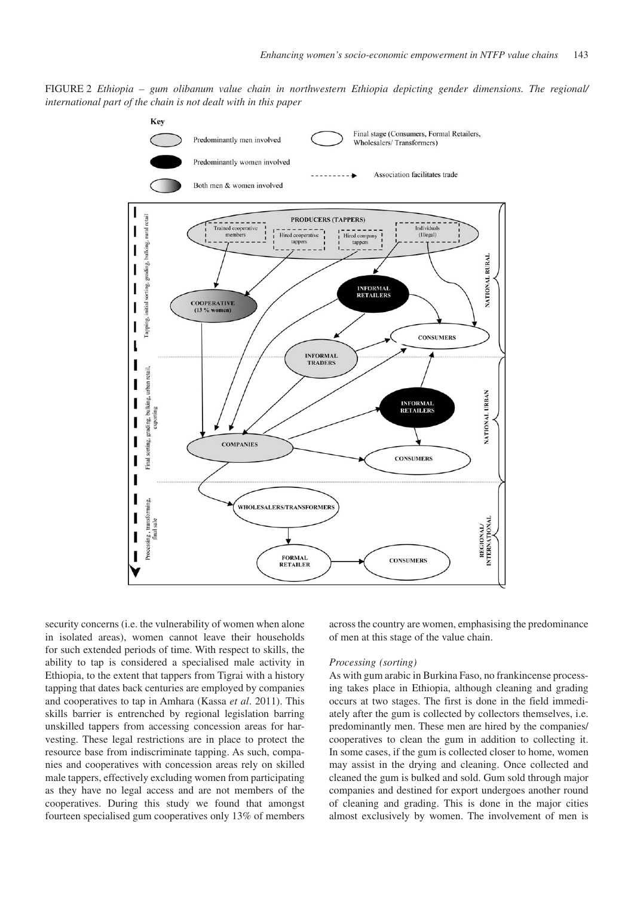FIGURE 2 *Ethiopia – gum olibanum value chain in northwestern Ethiopia depicting gender dimensions. The regional/ international part of the chain is not dealt with in this paper*

Key
Predominantly men involved
Predominantly women involved
Both men & women involved
Final stage (Consumers, Formal Retailers, Wholesalers/ Transformers)
Association facilitates trade

PRODUCERS (TAPPERS)
Trained cooperative members
Hired cooperative tappers
Hired company tappers
Individuals (Illegal)
COOPERATIVE (13 % women)
INFORMAL RETAILERS
CONSUMERS
INFORMAL TRADERS
INFORMAL RETAILERS
COMPANIES
CONSUMERS
WHOLESALERS/TRANSFORMERS
FORMAL RETAILER
CONSUMERS

Tapping, initial sorting, grading, bulking, rural retail
Final sorting, grading, bulking, urban retail, exporting
Processing, transforming, final sale

NATIONAL RURAL
NATIONAL URBAN
REGIONAL/ INTERNATIONAL

security concerns (i.e. the vulnerability of women when alone in isolated areas), women cannot leave their households for such extended periods of time. With respect to skills, the ability to tap is considered a specialised male activity in Ethiopia, to the extent that tappers from Tigrai with a history tapping that dates back centuries are employed by companies and cooperatives to tap in Amhara (Kassa *et al*. 2011). This skills barrier is entrenched by regional legislation barring unskilled tappers from accessing concession areas for harvesting. These legal restrictions are in place to protect the resource base from indiscriminate tapping. As such, companies and cooperatives with concession areas rely on skilled male tappers, effectively excluding women from participating as they have no legal access and are not members of the cooperatives. During this study we found that amongst fourteen specialised gum cooperatives only 13% of members across the country are women, emphasising the predominance of men at this stage of the value chain.

*Processing (sorting)*

As with gum arabic in Burkina Faso, no frankincense processing takes place in Ethiopia, although cleaning and grading occurs at two stages. The first is done in the field immediately after the gum is collected by collectors themselves, i.e. predominantly men. These men are hired by the companies/ cooperatives to clean the gum in addition to collecting it. In some cases, if the gum is collected closer to home, women may assist in the drying and cleaning. Once collected and cleaned the gum is bulked and sold. Gum sold through major companies and destined for export undergoes another round of cleaning and grading. This is done in the major cities almost exclusively by women. The involvement of men is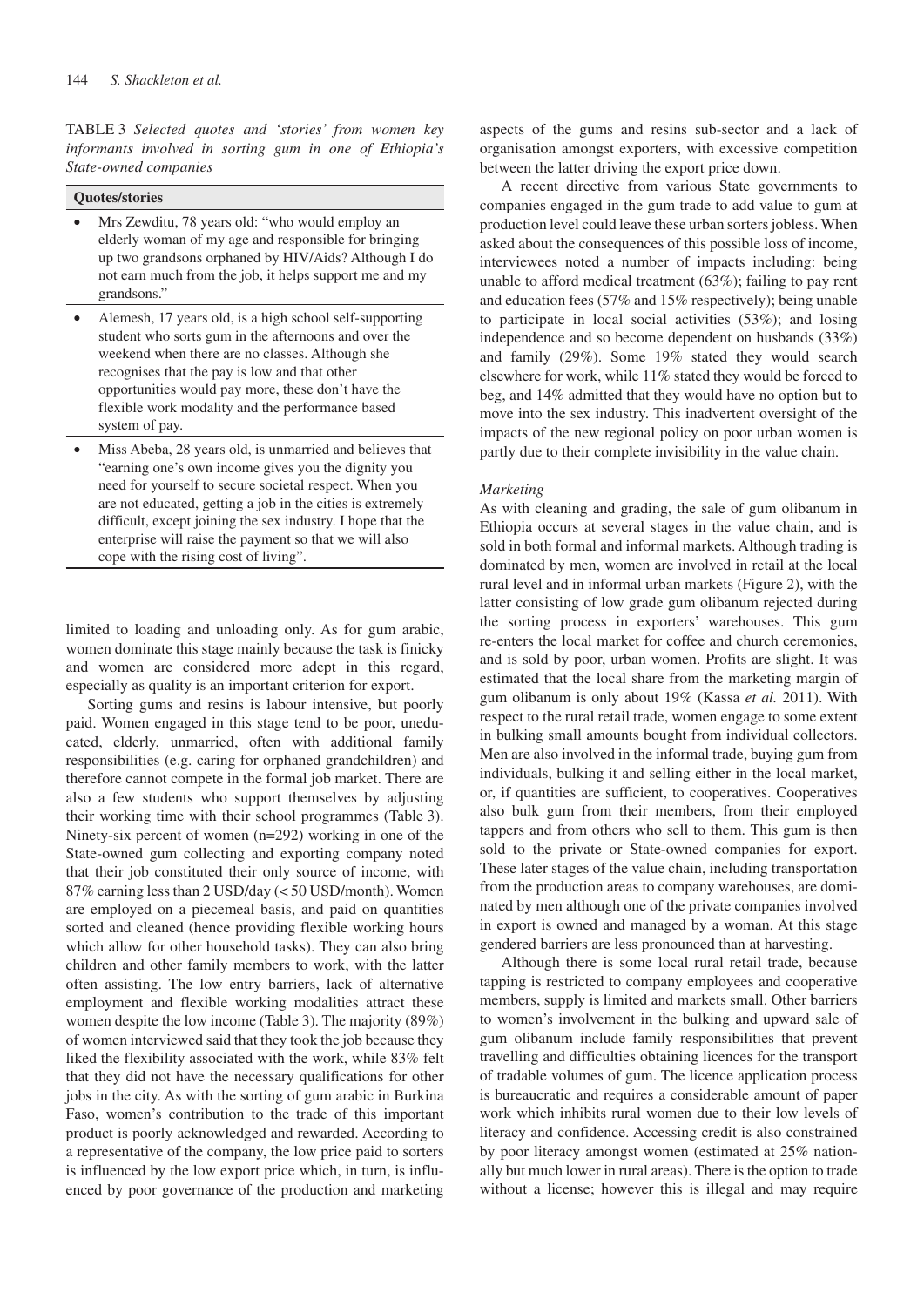TABLE 3 *Selected quotes and 'stories' from women key informants involved in sorting gum in one of Ethiopia's State-owned companies*

| **Quotes/stories** |
| --- |
| • Mrs Zewditu, 78 years old: "who would employ an elderly woman of my age and responsible for bringing up two grandsons orphaned by HIV/Aids? Although I do not earn much from the job, it helps support me and my grandsons." |
| • Alemesh, 17 years old, is a high school self-supporting student who sorts gum in the afternoons and over the weekend when there are no classes. Although she recognises that the pay is low and that other opportunities would pay more, these don't have the flexible work modality and the performance based system of pay. |
| • Miss Abeba, 28 years old, is unmarried and believes that "earning one's own income gives you the dignity you need for yourself to secure societal respect. When you are not educated, getting a job in the cities is extremely difficult, except joining the sex industry. I hope that the enterprise will raise the payment so that we will also cope with the rising cost of living". |

limited to loading and unloading only. As for gum arabic, women dominate this stage mainly because the task is finicky and women are considered more adept in this regard, especially as quality is an important criterion for export.

Sorting gums and resins is labour intensive, but poorly paid. Women engaged in this stage tend to be poor, uneducated, elderly, unmarried, often with additional family responsibilities (e.g. caring for orphaned grandchildren) and therefore cannot compete in the formal job market. There are also a few students who support themselves by adjusting their working time with their school programmes (Table 3). Ninety-six percent of women (n=292) working in one of the State-owned gum collecting and exporting company noted that their job constituted their only source of income, with 87% earning less than 2 USD/day (< 50 USD/month). Women are employed on a piecemeal basis, and paid on quantities sorted and cleaned (hence providing flexible working hours which allow for other household tasks). They can also bring children and other family members to work, with the latter often assisting. The low entry barriers, lack of alternative employment and flexible working modalities attract these women despite the low income (Table 3). The majority (89%) of women interviewed said that they took the job because they liked the flexibility associated with the work, while 83% felt that they did not have the necessary qualifications for other jobs in the city. As with the sorting of gum arabic in Burkina Faso, women's contribution to the trade of this important product is poorly acknowledged and rewarded. According to a representative of the company, the low price paid to sorters is influenced by the low export price which, in turn, is influenced by poor governance of the production and marketing aspects of the gums and resins sub-sector and a lack of organisation amongst exporters, with excessive competition between the latter driving the export price down.

A recent directive from various State governments to companies engaged in the gum trade to add value to gum at production level could leave these urban sorters jobless. When asked about the consequences of this possible loss of income, interviewees noted a number of impacts including: being unable to afford medical treatment (63%); failing to pay rent and education fees (57% and 15% respectively); being unable to participate in local social activities (53%); and losing independence and so become dependent on husbands (33%) and family (29%). Some 19% stated they would search elsewhere for work, while 11% stated they would be forced to beg, and 14% admitted that they would have no option but to move into the sex industry. This inadvertent oversight of the impacts of the new regional policy on poor urban women is partly due to their complete invisibility in the value chain.

*Marketing*

As with cleaning and grading, the sale of gum olibanum in Ethiopia occurs at several stages in the value chain, and is sold in both formal and informal markets. Although trading is dominated by men, women are involved in retail at the local rural level and in informal urban markets (Figure 2), with the latter consisting of low grade gum olibanum rejected during the sorting process in exporters' warehouses. This gum re-enters the local market for coffee and church ceremonies, and is sold by poor, urban women. Profits are slight. It was estimated that the local share from the marketing margin of gum olibanum is only about 19% (Kassa *et al.* 2011). With respect to the rural retail trade, women engage to some extent in bulking small amounts bought from individual collectors. Men are also involved in the informal trade, buying gum from individuals, bulking it and selling either in the local market, or, if quantities are sufficient, to cooperatives. Cooperatives also bulk gum from their members, from their employed tappers and from others who sell to them. This gum is then sold to the private or State-owned companies for export. These later stages of the value chain, including transportation from the production areas to company warehouses, are dominated by men although one of the private companies involved in export is owned and managed by a woman. At this stage gendered barriers are less pronounced than at harvesting.

Although there is some local rural retail trade, because tapping is restricted to company employees and cooperative members, supply is limited and markets small. Other barriers to women's involvement in the bulking and upward sale of gum olibanum include family responsibilities that prevent travelling and difficulties obtaining licences for the transport of tradable volumes of gum. The licence application process is bureaucratic and requires a considerable amount of paper work which inhibits rural women due to their low levels of literacy and confidence. Accessing credit is also constrained by poor literacy amongst women (estimated at 25% nationally but much lower in rural areas). There is the option to trade without a license; however this is illegal and may require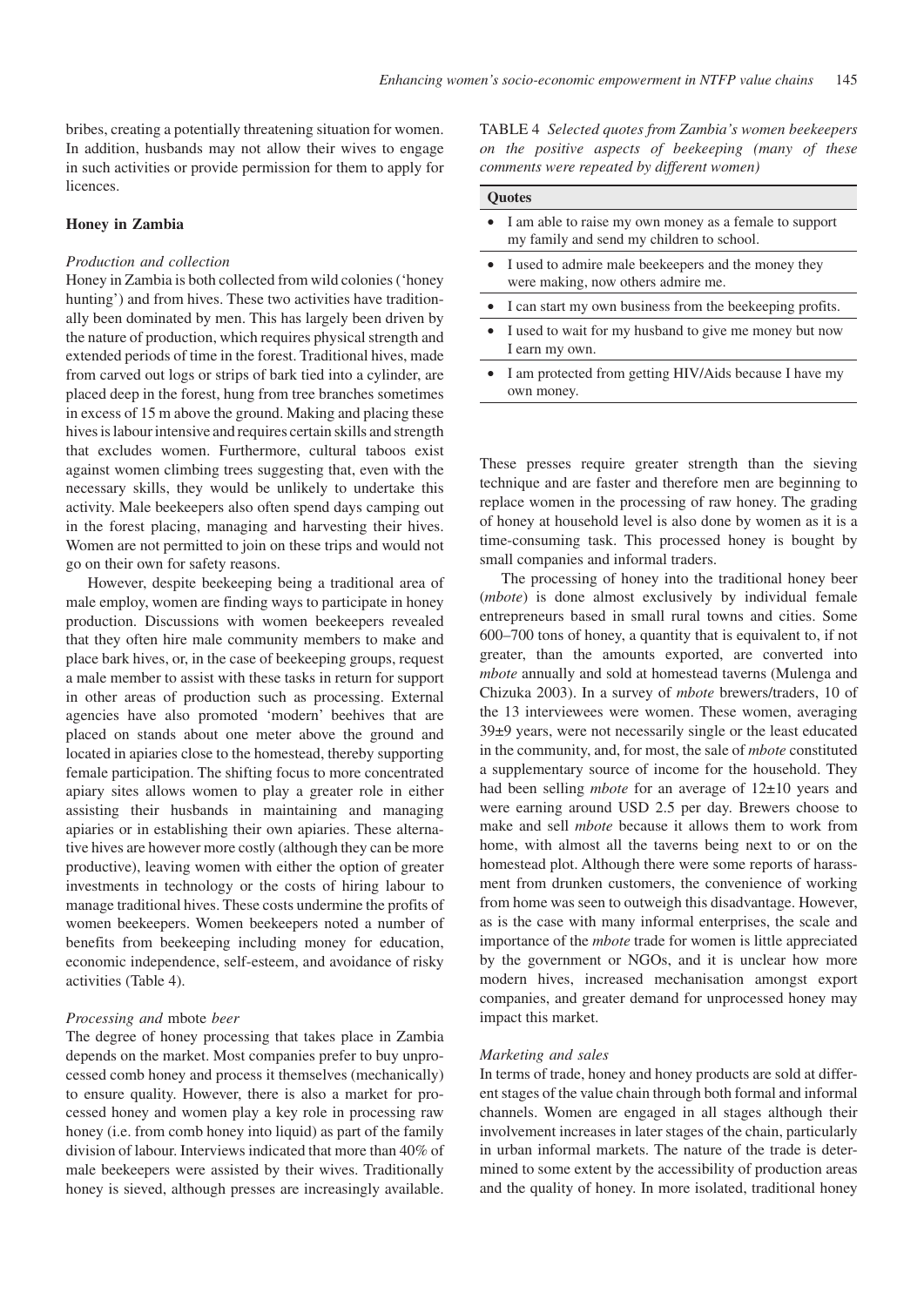bribes, creating a potentially threatening situation for women. In addition, husbands may not allow their wives to engage in such activities or provide permission for them to apply for licences.

### Honey in Zambia

#### *Production and collection*

Honey in Zambia is both collected from wild colonies ('honey hunting') and from hives. These two activities have traditionally been dominated by men. This has largely been driven by the nature of production, which requires physical strength and extended periods of time in the forest. Traditional hives, made from carved out logs or strips of bark tied into a cylinder, are placed deep in the forest, hung from tree branches sometimes in excess of 15 m above the ground. Making and placing these hives is labour intensive and requires certain skills and strength that excludes women. Furthermore, cultural taboos exist against women climbing trees suggesting that, even with the necessary skills, they would be unlikely to undertake this activity. Male beekeepers also often spend days camping out in the forest placing, managing and harvesting their hives. Women are not permitted to join on these trips and would not go on their own for safety reasons.

However, despite beekeeping being a traditional area of male employ, women are finding ways to participate in honey production. Discussions with women beekeepers revealed that they often hire male community members to make and place bark hives, or, in the case of beekeeping groups, request a male member to assist with these tasks in return for support in other areas of production such as processing. External agencies have also promoted 'modern' beehives that are placed on stands about one meter above the ground and located in apiaries close to the homestead, thereby supporting female participation. The shifting focus to more concentrated apiary sites allows women to play a greater role in either assisting their husbands in maintaining and managing apiaries or in establishing their own apiaries. These alternative hives are however more costly (although they can be more productive), leaving women with either the option of greater investments in technology or the costs of hiring labour to manage traditional hives. These costs undermine the profits of women beekeepers. Women beekeepers noted a number of benefits from beekeeping including money for education, economic independence, self-esteem, and avoidance of risky activities (Table 4).

TABLE 4 *Selected quotes from Zambia's women beekeepers on the positive aspects of beekeeping (many of these comments were repeated by different women)*

| Quotes |
|---|
| • I am able to raise my own money as a female to support my family and send my children to school. |
| • I used to admire male beekeepers and the money they were making, now others admire me. |
| • I can start my own business from the beekeeping profits. |
| • I used to wait for my husband to give me money but now I earn my own. |
| • I am protected from getting HIV/Aids because I have my own money. |

#### *Processing and* mbote *beer*

The degree of honey processing that takes place in Zambia depends on the market. Most companies prefer to buy unprocessed comb honey and process it themselves (mechanically) to ensure quality. However, there is also a market for processed honey and women play a key role in processing raw honey (i.e. from comb honey into liquid) as part of the family division of labour. Interviews indicated that more than 40% of male beekeepers were assisted by their wives. Traditionally honey is sieved, although presses are increasingly available. These presses require greater strength than the sieving technique and are faster and therefore men are beginning to replace women in the processing of raw honey. The grading of honey at household level is also done by women as it is a time-consuming task. This processed honey is bought by small companies and informal traders.

The processing of honey into the traditional honey beer (*mbote*) is done almost exclusively by individual female entrepreneurs based in small rural towns and cities. Some 600–700 tons of honey, a quantity that is equivalent to, if not greater, than the amounts exported, are converted into *mbote* annually and sold at homestead taverns (Mulenga and Chizuka 2003). In a survey of *mbote* brewers/traders, 10 of the 13 interviewees were women. These women, averaging 39±9 years, were not necessarily single or the least educated in the community, and, for most, the sale of *mbote* constituted a supplementary source of income for the household. They had been selling *mbote* for an average of 12±10 years and were earning around USD 2.5 per day. Brewers choose to make and sell *mbote* because it allows them to work from home, with almost all the taverns being next to or on the homestead plot. Although there were some reports of harassment from drunken customers, the convenience of working from home was seen to outweigh this disadvantage. However, as is the case with many informal enterprises, the scale and importance of the *mbote* trade for women is little appreciated by the government or NGOs, and it is unclear how more modern hives, increased mechanisation amongst export companies, and greater demand for unprocessed honey may impact this market.

#### *Marketing and sales*

In terms of trade, honey and honey products are sold at different stages of the value chain through both formal and informal channels. Women are engaged in all stages although their involvement increases in later stages of the chain, particularly in urban informal markets. The nature of the trade is determined to some extent by the accessibility of production areas and the quality of honey. In more isolated, traditional honey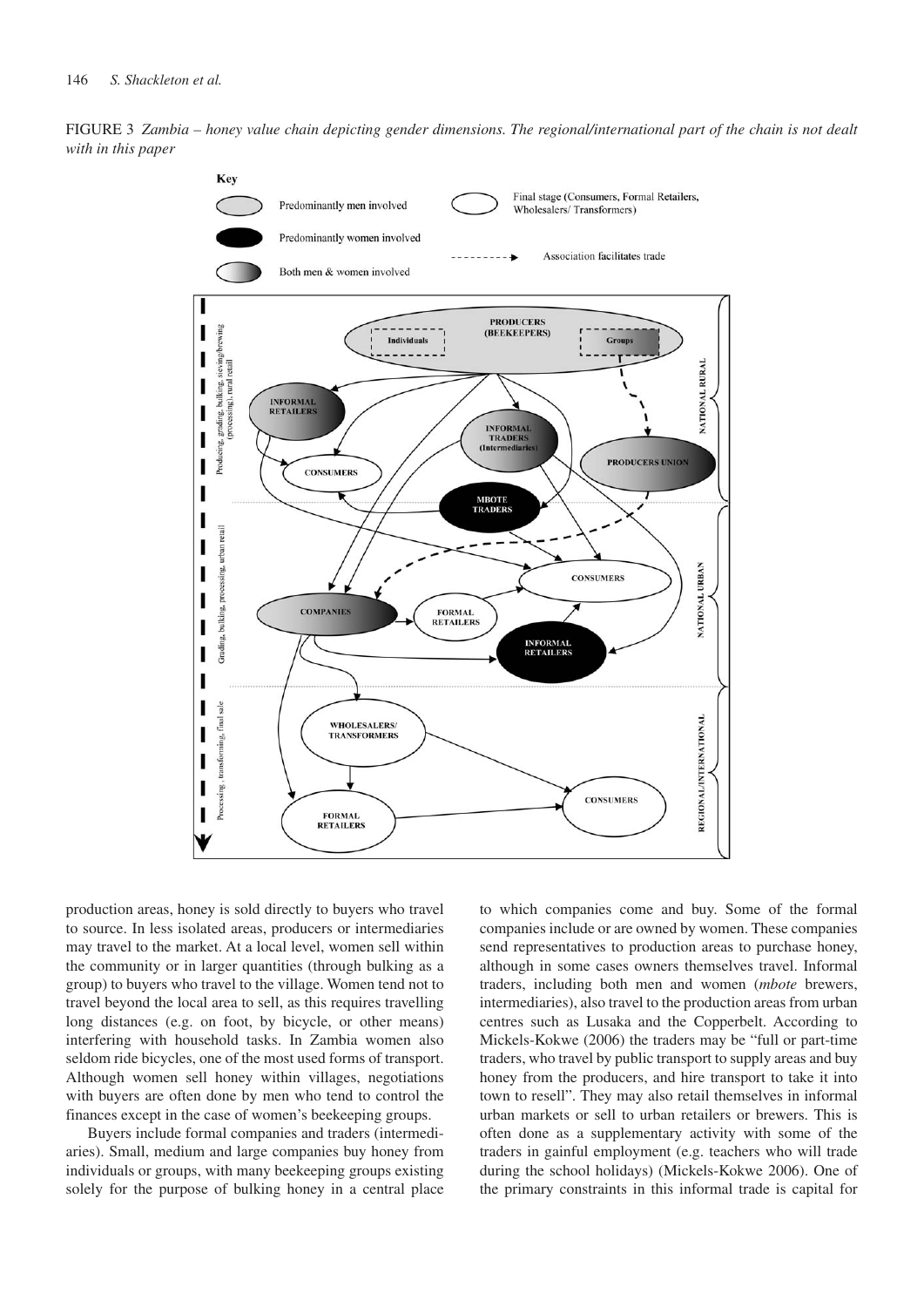FIGURE 3 *Zambia – honey value chain depicting gender dimensions. The regional/international part of the chain is not dealt with in this paper*

Key

Predominantly men involved

Predominantly women involved

Both men & women involved

Final stage (Consumers, Formal Retailers, Wholesalers/ Transformers)

Association facilitates trade

Producing, grading, bulking, sieving/brewing (processing), rural retail

Grading, bulking, processing, urban retail

Processing, transforming, final sale

PRODUCERS (BEEKEEPERS)

Individuals

Groups

INFORMAL RETAILERS

INFORMAL TRADERS (Intermediaries)

PRODUCERS UNION

CONSUMERS

MBOTE TRADERS

CONSUMERS

COMPANIES

FORMAL RETAILERS

INFORMAL RETAILERS

WHOLESALERS/ TRANSFORMERS

CONSUMERS

FORMAL RETAILERS

NATIONAL RURAL

NATIONAL URBAN

REGIONAL/INTERNATIONAL

production areas, honey is sold directly to buyers who travel to source. In less isolated areas, producers or intermediaries may travel to the market. At a local level, women sell within the community or in larger quantities (through bulking as a group) to buyers who travel to the village. Women tend not to travel beyond the local area to sell, as this requires travelling long distances (e.g. on foot, by bicycle, or other means) interfering with household tasks. In Zambia women also seldom ride bicycles, one of the most used forms of transport. Although women sell honey within villages, negotiations with buyers are often done by men who tend to control the finances except in the case of women's beekeeping groups.

Buyers include formal companies and traders (intermediaries). Small, medium and large companies buy honey from individuals or groups, with many beekeeping groups existing solely for the purpose of bulking honey in a central place to which companies come and buy. Some of the formal companies include or are owned by women. These companies send representatives to production areas to purchase honey, although in some cases owners themselves travel. Informal traders, including both men and women (*mbote* brewers, intermediaries), also travel to the production areas from urban centres such as Lusaka and the Copperbelt. According to Mickels-Kokwe (2006) the traders may be "full or part-time traders, who travel by public transport to supply areas and buy honey from the producers, and hire transport to take it into town to resell". They may also retail themselves in informal urban markets or sell to urban retailers or brewers. This is often done as a supplementary activity with some of the traders in gainful employment (e.g. teachers who will trade during the school holidays) (Mickels-Kokwe 2006). One of the primary constraints in this informal trade is capital for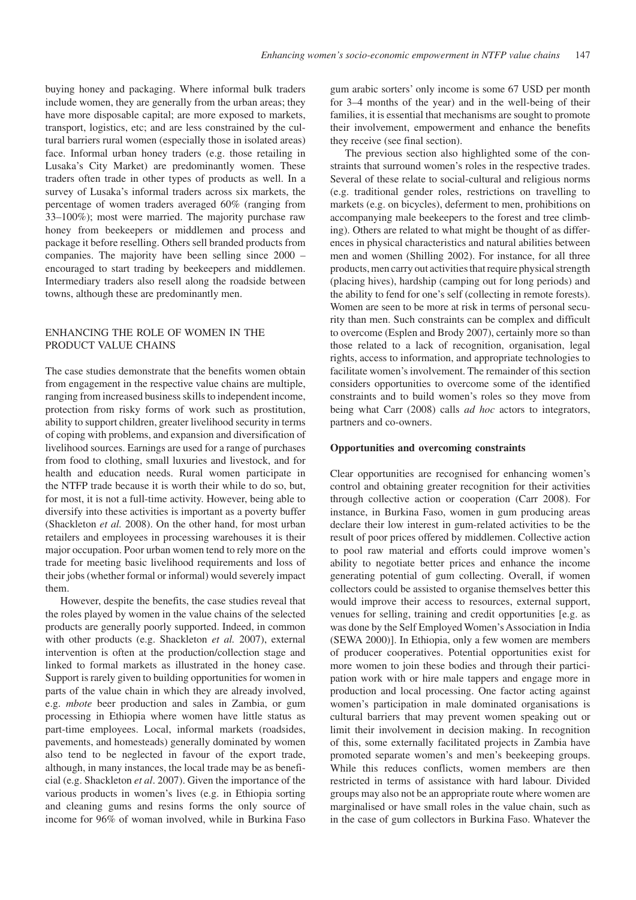buying honey and packaging. Where informal bulk traders include women, they are generally from the urban areas; they have more disposable capital; are more exposed to markets, transport, logistics, etc; and are less constrained by the cultural barriers rural women (especially those in isolated areas) face. Informal urban honey traders (e.g. those retailing in Lusaka's City Market) are predominantly women. These traders often trade in other types of products as well. In a survey of Lusaka's informal traders across six markets, the percentage of women traders averaged 60% (ranging from 33–100%); most were married. The majority purchase raw honey from beekeepers or middlemen and process and package it before reselling. Others sell branded products from companies. The majority have been selling since 2000 – encouraged to start trading by beekeepers and middlemen. Intermediary traders also resell along the roadside between towns, although these are predominantly men.

## ENHANCING THE ROLE OF WOMEN IN THE PRODUCT VALUE CHAINS

The case studies demonstrate that the benefits women obtain from engagement in the respective value chains are multiple, ranging from increased business skills to independent income, protection from risky forms of work such as prostitution, ability to support children, greater livelihood security in terms of coping with problems, and expansion and diversification of livelihood sources. Earnings are used for a range of purchases from food to clothing, small luxuries and livestock, and for health and education needs. Rural women participate in the NTFP trade because it is worth their while to do so, but, for most, it is not a full-time activity. However, being able to diversify into these activities is important as a poverty buffer (Shackleton *et al.* 2008). On the other hand, for most urban retailers and employees in processing warehouses it is their major occupation. Poor urban women tend to rely more on the trade for meeting basic livelihood requirements and loss of their jobs (whether formal or informal) would severely impact them.

However, despite the benefits, the case studies reveal that the roles played by women in the value chains of the selected products are generally poorly supported. Indeed, in common with other products (e.g. Shackleton *et al.* 2007), external intervention is often at the production/collection stage and linked to formal markets as illustrated in the honey case. Support is rarely given to building opportunities for women in parts of the value chain in which they are already involved, e.g. *mbote* beer production and sales in Zambia, or gum processing in Ethiopia where women have little status as part-time employees. Local, informal markets (roadsides, pavements, and homesteads) generally dominated by women also tend to be neglected in favour of the export trade, although, in many instances, the local trade may be as beneficial (e.g. Shackleton *et al*. 2007). Given the importance of the various products in women's lives (e.g. in Ethiopia sorting and cleaning gums and resins forms the only source of income for 96% of woman involved, while in Burkina Faso gum arabic sorters' only income is some 67 USD per month for 3–4 months of the year) and in the well-being of their families, it is essential that mechanisms are sought to promote their involvement, empowerment and enhance the benefits they receive (see final section).

The previous section also highlighted some of the constraints that surround women's roles in the respective trades. Several of these relate to social-cultural and religious norms (e.g. traditional gender roles, restrictions on travelling to markets (e.g. on bicycles), deferment to men, prohibitions on accompanying male beekeepers to the forest and tree climbing). Others are related to what might be thought of as differences in physical characteristics and natural abilities between men and women (Shilling 2002). For instance, for all three products, men carry out activities that require physical strength (placing hives), hardship (camping out for long periods) and the ability to fend for one's self (collecting in remote forests). Women are seen to be more at risk in terms of personal security than men. Such constraints can be complex and difficult to overcome (Esplen and Brody 2007), certainly more so than those related to a lack of recognition, organisation, legal rights, access to information, and appropriate technologies to facilitate women's involvement. The remainder of this section considers opportunities to overcome some of the identified constraints and to build women's roles so they move from being what Carr (2008) calls *ad hoc* actors to integrators, partners and co-owners.

### Opportunities and overcoming constraints

Clear opportunities are recognised for enhancing women's control and obtaining greater recognition for their activities through collective action or cooperation (Carr 2008). For instance, in Burkina Faso, women in gum producing areas declare their low interest in gum-related activities to be the result of poor prices offered by middlemen. Collective action to pool raw material and efforts could improve women's ability to negotiate better prices and enhance the income generating potential of gum collecting. Overall, if women collectors could be assisted to organise themselves better this would improve their access to resources, external support, venues for selling, training and credit opportunities [e.g. as was done by the Self Employed Women's Association in India (SEWA 2000)]. In Ethiopia, only a few women are members of producer cooperatives. Potential opportunities exist for more women to join these bodies and through their participation work with or hire male tappers and engage more in production and local processing. One factor acting against women's participation in male dominated organisations is cultural barriers that may prevent women speaking out or limit their involvement in decision making. In recognition of this, some externally facilitated projects in Zambia have promoted separate women's and men's beekeeping groups. While this reduces conflicts, women members are then restricted in terms of assistance with hard labour. Divided groups may also not be an appropriate route where women are marginalised or have small roles in the value chain, such as in the case of gum collectors in Burkina Faso. Whatever the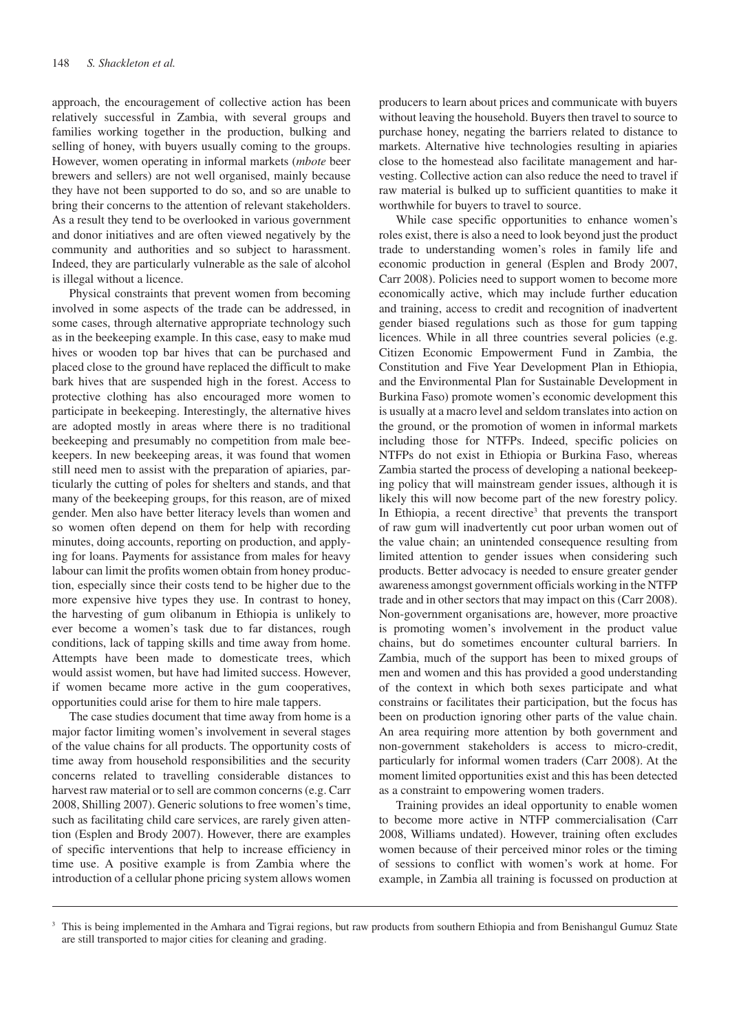approach, the encouragement of collective action has been relatively successful in Zambia, with several groups and families working together in the production, bulking and selling of honey, with buyers usually coming to the groups. However, women operating in informal markets (*mbote* beer brewers and sellers) are not well organised, mainly because they have not been supported to do so, and so are unable to bring their concerns to the attention of relevant stakeholders. As a result they tend to be overlooked in various government and donor initiatives and are often viewed negatively by the community and authorities and so subject to harassment. Indeed, they are particularly vulnerable as the sale of alcohol is illegal without a licence.

Physical constraints that prevent women from becoming involved in some aspects of the trade can be addressed, in some cases, through alternative appropriate technology such as in the beekeeping example. In this case, easy to make mud hives or wooden top bar hives that can be purchased and placed close to the ground have replaced the difficult to make bark hives that are suspended high in the forest. Access to protective clothing has also encouraged more women to participate in beekeeping. Interestingly, the alternative hives are adopted mostly in areas where there is no traditional beekeeping and presumably no competition from male beekeepers. In new beekeeping areas, it was found that women still need men to assist with the preparation of apiaries, particularly the cutting of poles for shelters and stands, and that many of the beekeeping groups, for this reason, are of mixed gender. Men also have better literacy levels than women and so women often depend on them for help with recording minutes, doing accounts, reporting on production, and applying for loans. Payments for assistance from males for heavy labour can limit the profits women obtain from honey production, especially since their costs tend to be higher due to the more expensive hive types they use. In contrast to honey, the harvesting of gum olibanum in Ethiopia is unlikely to ever become a women's task due to far distances, rough conditions, lack of tapping skills and time away from home. Attempts have been made to domesticate trees, which would assist women, but have had limited success. However, if women became more active in the gum cooperatives, opportunities could arise for them to hire male tappers.

The case studies document that time away from home is a major factor limiting women's involvement in several stages of the value chains for all products. The opportunity costs of time away from household responsibilities and the security concerns related to travelling considerable distances to harvest raw material or to sell are common concerns (e.g. Carr 2008, Shilling 2007). Generic solutions to free women's time, such as facilitating child care services, are rarely given attention (Esplen and Brody 2007). However, there are examples of specific interventions that help to increase efficiency in time use. A positive example is from Zambia where the introduction of a cellular phone pricing system allows women producers to learn about prices and communicate with buyers without leaving the household. Buyers then travel to source to purchase honey, negating the barriers related to distance to markets. Alternative hive technologies resulting in apiaries close to the homestead also facilitate management and harvesting. Collective action can also reduce the need to travel if raw material is bulked up to sufficient quantities to make it worthwhile for buyers to travel to source.

While case specific opportunities to enhance women's roles exist, there is also a need to look beyond just the product trade to understanding women's roles in family life and economic production in general (Esplen and Brody 2007, Carr 2008). Policies need to support women to become more economically active, which may include further education and training, access to credit and recognition of inadvertent gender biased regulations such as those for gum tapping licences. While in all three countries several policies (e.g. Citizen Economic Empowerment Fund in Zambia, the Constitution and Five Year Development Plan in Ethiopia, and the Environmental Plan for Sustainable Development in Burkina Faso) promote women's economic development this is usually at a macro level and seldom translates into action on the ground, or the promotion of women in informal markets including those for NTFPs. Indeed, specific policies on NTFPs do not exist in Ethiopia or Burkina Faso, whereas Zambia started the process of developing a national beekeeping policy that will mainstream gender issues, although it is likely this will now become part of the new forestry policy. In Ethiopia, a recent directive[3] that prevents the transport of raw gum will inadvertently cut poor urban women out of the value chain; an unintended consequence resulting from limited attention to gender issues when considering such products. Better advocacy is needed to ensure greater gender awareness amongst government officials working in the NTFP trade and in other sectors that may impact on this (Carr 2008). Non-government organisations are, however, more proactive is promoting women's involvement in the product value chains, but do sometimes encounter cultural barriers. In Zambia, much of the support has been to mixed groups of men and women and this has provided a good understanding of the context in which both sexes participate and what constrains or facilitates their participation, but the focus has been on production ignoring other parts of the value chain. An area requiring more attention by both government and non-government stakeholders is access to micro-credit, particularly for informal women traders (Carr 2008). At the moment limited opportunities exist and this has been detected as a constraint to empowering women traders.

Training provides an ideal opportunity to enable women to become more active in NTFP commercialisation (Carr 2008, Williams undated). However, training often excludes women because of their perceived minor roles or the timing of sessions to conflict with women's work at home. For example, in Zambia all training is focussed on production at

[3] This is being implemented in the Amhara and Tigrai regions, but raw products from southern Ethiopia and from Benishangul Gumuz State are still transported to major cities for cleaning and grading.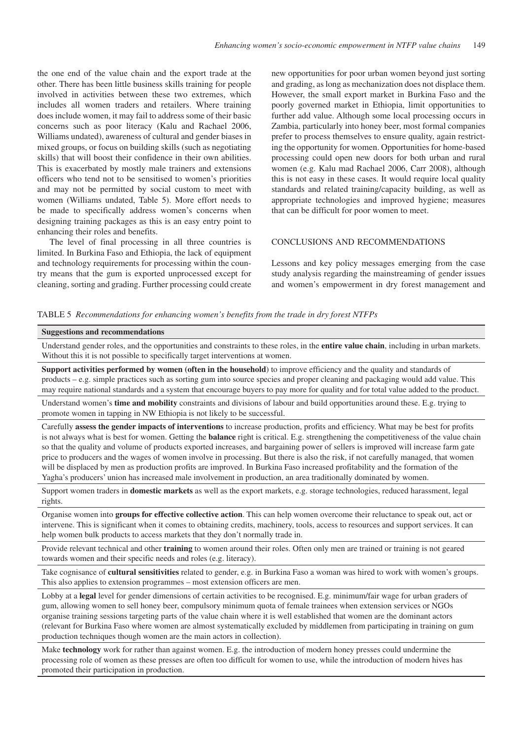the one end of the value chain and the export trade at the other. There has been little business skills training for people involved in activities between these two extremes, which includes all women traders and retailers. Where training does include women, it may fail to address some of their basic concerns such as poor literacy (Kalu and Rachael 2006, Williams undated), awareness of cultural and gender biases in mixed groups, or focus on building skills (such as negotiating skills) that will boost their confidence in their own abilities. This is exacerbated by mostly male trainers and extensions officers who tend not to be sensitised to women's priorities and may not be permitted by social custom to meet with women (Williams undated, Table 5). More effort needs to be made to specifically address women's concerns when designing training packages as this is an easy entry point to enhancing their roles and benefits.

The level of final processing in all three countries is limited. In Burkina Faso and Ethiopia, the lack of equipment and technology requirements for processing within the country means that the gum is exported unprocessed except for cleaning, sorting and grading. Further processing could create new opportunities for poor urban women beyond just sorting and grading, as long as mechanization does not displace them. However, the small export market in Burkina Faso and the poorly governed market in Ethiopia, limit opportunities to further add value. Although some local processing occurs in Zambia, particularly into honey beer, most formal companies prefer to process themselves to ensure quality, again restricting the opportunity for women. Opportunities for home-based processing could open new doors for both urban and rural women (e.g. Kalu mad Rachael 2006, Carr 2008), although this is not easy in these cases. It would require local quality standards and related training/capacity building, as well as appropriate technologies and improved hygiene; measures that can be difficult for poor women to meet.

## CONCLUSIONS AND RECOMMENDATIONS

Lessons and key policy messages emerging from the case study analysis regarding the mainstreaming of gender issues and women's empowerment in dry forest management and

TABLE 5 *Recommendations for enhancing women's benefits from the trade in dry forest NTFPs*

| **Suggestions and recommendations** |
|---|
| Understand gender roles, and the opportunities and constraints to these roles, in the **entire value chain**, including in urban markets. Without this it is not possible to specifically target interventions at women. |
| **Support activities performed by women (often in the household**) to improve efficiency and the quality and standards of products – e.g. simple practices such as sorting gum into source species and proper cleaning and packaging would add value. This may require national standards and a system that encourage buyers to pay more for quality and for total value added to the product. |
| Understand women's **time and mobility** constraints and divisions of labour and build opportunities around these. E.g. trying to promote women in tapping in NW Ethiopia is not likely to be successful. |
| Carefully **assess the gender impacts of interventions** to increase production, profits and efficiency. What may be best for profits is not always what is best for women. Getting the **balance** right is critical. E.g. strengthening the competitiveness of the value chain so that the quality and volume of products exported increases, and bargaining power of sellers is improved will increase farm gate price to producers and the wages of women involve in processing. But there is also the risk, if not carefully managed, that women will be displaced by men as production profits are improved. In Burkina Faso increased profitability and the formation of the Yagha's producers' union has increased male involvement in production, an area traditionally dominated by women. |
| Support women traders in **domestic markets** as well as the export markets, e.g. storage technologies, reduced harassment, legal rights. |
| Organise women into **groups for effective collective action**. This can help women overcome their reluctance to speak out, act or intervene. This is significant when it comes to obtaining credits, machinery, tools, access to resources and support services. It can help women bulk products to access markets that they don't normally trade in. |
| Provide relevant technical and other **training** to women around their roles. Often only men are trained or training is not geared towards women and their specific needs and roles (e.g. literacy). |
| Take cognisance of **cultural sensitivities** related to gender, e.g. in Burkina Faso a woman was hired to work with women's groups. This also applies to extension programmes – most extension officers are men. |
| Lobby at a **legal** level for gender dimensions of certain activities to be recognised. E.g. minimum/fair wage for urban graders of gum, allowing women to sell honey beer, compulsory minimum quota of female trainees when extension services or NGOs organise training sessions targeting parts of the value chain where it is well established that women are the dominant actors (relevant for Burkina Faso where women are almost systematically excluded by middlemen from participating in training on gum production techniques though women are the main actors in collection). |
| Make **technology** work for rather than against women. E.g. the introduction of modern honey presses could undermine the processing role of women as these presses are often too difficult for women to use, while the introduction of modern hives has promoted their participation in production. |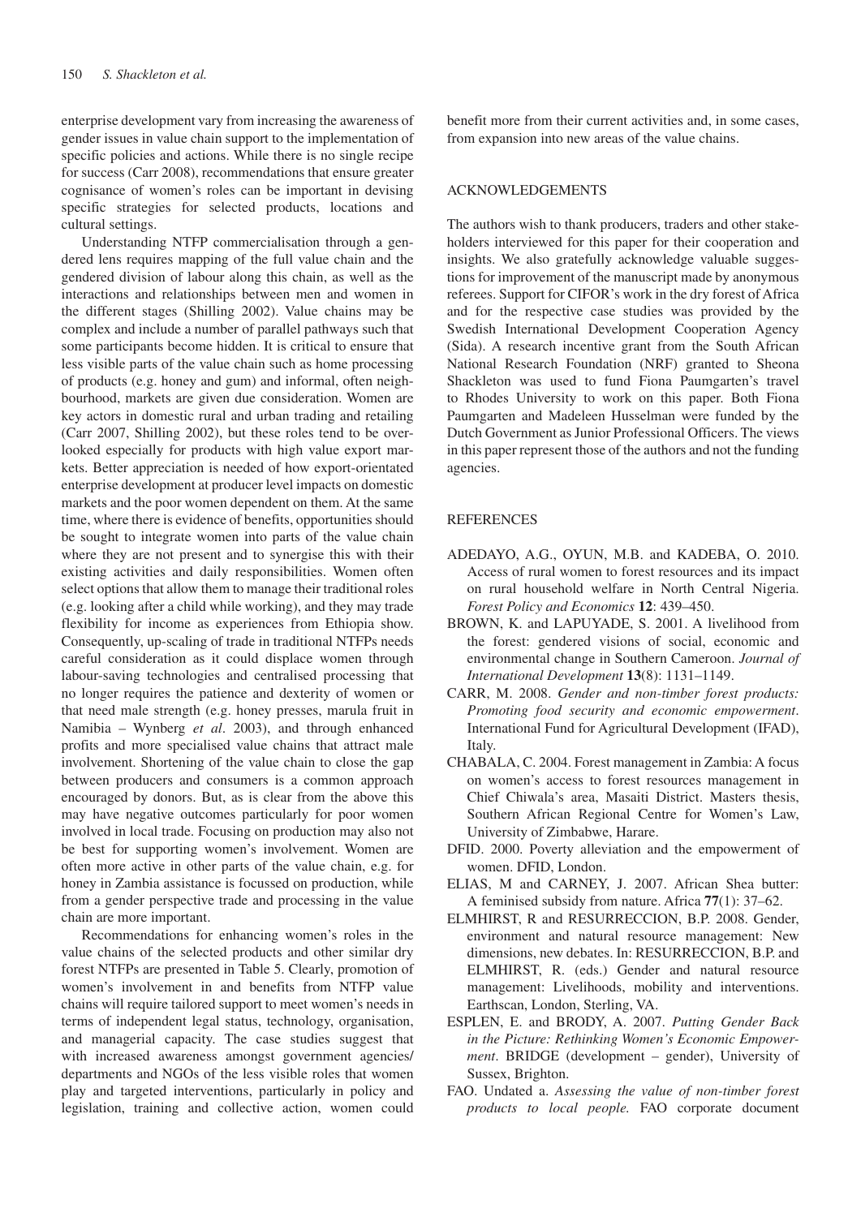enterprise development vary from increasing the awareness of gender issues in value chain support to the implementation of specific policies and actions. While there is no single recipe for success (Carr 2008), recommendations that ensure greater cognisance of women's roles can be important in devising specific strategies for selected products, locations and cultural settings.

Understanding NTFP commercialisation through a gendered lens requires mapping of the full value chain and the gendered division of labour along this chain, as well as the interactions and relationships between men and women in the different stages (Shilling 2002). Value chains may be complex and include a number of parallel pathways such that some participants become hidden. It is critical to ensure that less visible parts of the value chain such as home processing of products (e.g. honey and gum) and informal, often neighbourhood, markets are given due consideration. Women are key actors in domestic rural and urban trading and retailing (Carr 2007, Shilling 2002), but these roles tend to be overlooked especially for products with high value export markets. Better appreciation is needed of how export-orientated enterprise development at producer level impacts on domestic markets and the poor women dependent on them. At the same time, where there is evidence of benefits, opportunities should be sought to integrate women into parts of the value chain where they are not present and to synergise this with their existing activities and daily responsibilities. Women often select options that allow them to manage their traditional roles (e.g. looking after a child while working), and they may trade flexibility for income as experiences from Ethiopia show. Consequently, up-scaling of trade in traditional NTFPs needs careful consideration as it could displace women through labour-saving technologies and centralised processing that no longer requires the patience and dexterity of women or that need male strength (e.g. honey presses, marula fruit in Namibia – Wynberg *et al*. 2003), and through enhanced profits and more specialised value chains that attract male involvement. Shortening of the value chain to close the gap between producers and consumers is a common approach encouraged by donors. But, as is clear from the above this may have negative outcomes particularly for poor women involved in local trade. Focusing on production may also not be best for supporting women's involvement. Women are often more active in other parts of the value chain, e.g. for honey in Zambia assistance is focussed on production, while from a gender perspective trade and processing in the value chain are more important.

Recommendations for enhancing women's roles in the value chains of the selected products and other similar dry forest NTFPs are presented in Table 5. Clearly, promotion of women's involvement in and benefits from NTFP value chains will require tailored support to meet women's needs in terms of independent legal status, technology, organisation, and managerial capacity. The case studies suggest that with increased awareness amongst government agencies/departments and NGOs of the less visible roles that women play and targeted interventions, particularly in policy and legislation, training and collective action, women could benefit more from their current activities and, in some cases, from expansion into new areas of the value chains.

## ACKNOWLEDGEMENTS

The authors wish to thank producers, traders and other stakeholders interviewed for this paper for their cooperation and insights. We also gratefully acknowledge valuable suggestions for improvement of the manuscript made by anonymous referees. Support for CIFOR's work in the dry forest of Africa and for the respective case studies was provided by the Swedish International Development Cooperation Agency (Sida). A research incentive grant from the South African National Research Foundation (NRF) granted to Sheona Shackleton was used to fund Fiona Paumgarten's travel to Rhodes University to work on this paper. Both Fiona Paumgarten and Madeleen Husselman were funded by the Dutch Government as Junior Professional Officers. The views in this paper represent those of the authors and not the funding agencies.

## REFERENCES

ADEDAYO, A.G., OYUN, M.B. and KADEBA, O. 2010. Access of rural women to forest resources and its impact on rural household welfare in North Central Nigeria. *Forest Policy and Economics* **12**: 439–450.

BROWN, K. and LAPUYADE, S. 2001. A livelihood from the forest: gendered visions of social, economic and environmental change in Southern Cameroon. *Journal of International Development* **13**(8): 1131–1149.

CARR, M. 2008. *Gender and non-timber forest products: Promoting food security and economic empowerment*. International Fund for Agricultural Development (IFAD), Italy.

CHABALA, C. 2004. Forest management in Zambia: A focus on women's access to forest resources management in Chief Chiwala's area, Masaiti District. Masters thesis, Southern African Regional Centre for Women's Law, University of Zimbabwe, Harare.

DFID. 2000. Poverty alleviation and the empowerment of women. DFID, London.

ELIAS, M and CARNEY, J. 2007. African Shea butter: A feminised subsidy from nature. Africa **77**(1): 37–62.

ELMHIRST, R and RESURRECCION, B.P. 2008. Gender, environment and natural resource management: New dimensions, new debates. In: RESURRECCION, B.P. and ELMHIRST, R. (eds.) Gender and natural resource management: Livelihoods, mobility and interventions. Earthscan, London, Sterling, VA.

ESPLEN, E. and BRODY, A. 2007. *Putting Gender Back in the Picture: Rethinking Women's Economic Empowerment*. BRIDGE (development – gender), University of Sussex, Brighton.

FAO. Undated a. *Assessing the value of non-timber forest products to local people.* FAO corporate document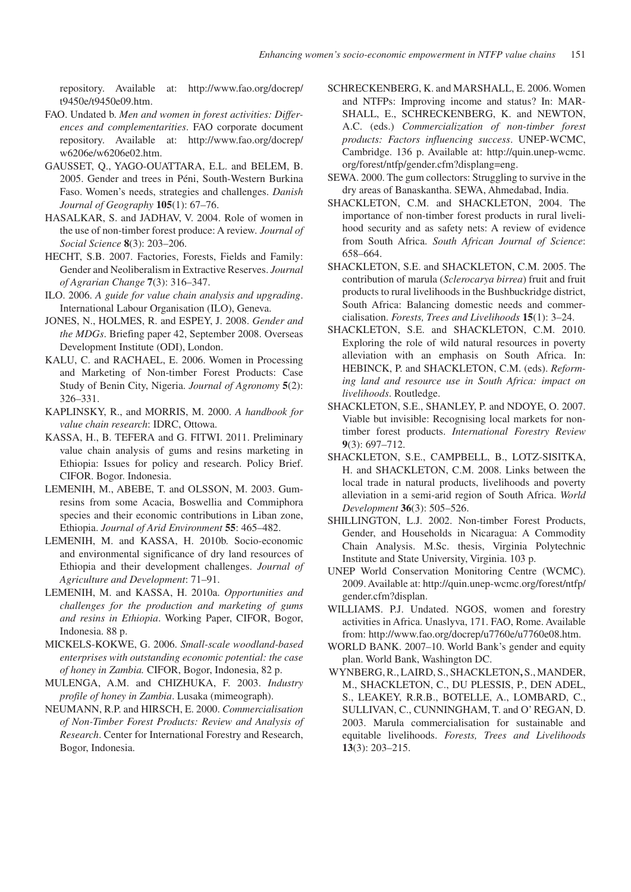repository. Available at: http://www.fao.org/docrep/t9450e/t9450e09.htm.

FAO. Undated b. *Men and women in forest activities: Differences and complementarities*. FAO corporate document repository. Available at: http://www.fao.org/docrep/w6206e/w6206e02.htm.

GAUSSET, Q., YAGO-OUATTARA, E.L. and BELEM, B. 2005. Gender and trees in Péni, South-Western Burkina Faso. Women's needs, strategies and challenges. *Danish Journal of Geography* **105**(1): 67–76.

HASALKAR, S. and JADHAV, V. 2004. Role of women in the use of non-timber forest produce: A review. *Journal of Social Science* **8**(3): 203–206.

HECHT, S.B. 2007. Factories, Forests, Fields and Family: Gender and Neoliberalism in Extractive Reserves. *Journal of Agrarian Change* **7**(3): 316–347.

ILO. 2006. *A guide for value chain analysis and upgrading*. International Labour Organisation (ILO), Geneva.

JONES, N., HOLMES, R. and ESPEY, J. 2008. *Gender and the MDGs*. Briefing paper 42, September 2008. Overseas Development Institute (ODI), London.

KALU, C. and RACHAEL, E. 2006. Women in Processing and Marketing of Non-timber Forest Products: Case Study of Benin City, Nigeria. *Journal of Agronomy* **5**(2): 326–331.

KAPLINSKY, R., and MORRIS, M. 2000. *A handbook for value chain research*: IDRC, Ottowa.

KASSA, H., B. TEFERA and G. FITWI. 2011. Preliminary value chain analysis of gums and resins marketing in Ethiopia: Issues for policy and research. Policy Brief. CIFOR. Bogor. Indonesia.

LEMENIH, M., ABEBE, T. and OLSSON, M. 2003. Gum-resins from some Acacia, Boswellia and Commiphora species and their economic contributions in Liban zone, Ethiopia. *Journal of Arid Environment* **55**: 465–482.

LEMENIH, M. and KASSA, H. 2010b. Socio-economic and environmental significance of dry land resources of Ethiopia and their development challenges. *Journal of Agriculture and Development*: 71–91.

LEMENIH, M. and KASSA, H. 2010a. *Opportunities and challenges for the production and marketing of gums and resins in Ethiopia*. Working Paper, CIFOR, Bogor, Indonesia. 88 p.

MICKELS-KOKWE, G. 2006. *Small-scale woodland-based enterprises with outstanding economic potential: the case of honey in Zambia.* CIFOR, Bogor, Indonesia, 82 p.

MULENGA, A.M. and CHIZHUKA, F. 2003. *Industry profile of honey in Zambia*. Lusaka (mimeograph).

NEUMANN, R.P. and HIRSCH, E. 2000. *Commercialisation of Non-Timber Forest Products: Review and Analysis of Research*. Center for International Forestry and Research, Bogor, Indonesia.

SCHRECKENBERG, K. and MARSHALL, E. 2006. Women and NTFPs: Improving income and status? In: MARSHALL, E., SCHRECKENBERG, K. and NEWTON, A.C. (eds.) *Commercialization of non-timber forest products: Factors influencing success*. UNEP-WCMC, Cambridge. 136 p. Available at: http://quin.unep-wcmc.org/forest/ntfp/gender.cfm?displang=eng.

SEWA. 2000. The gum collectors: Struggling to survive in the dry areas of Banaskantha. SEWA, Ahmedabad, India.

SHACKLETON, C.M. and SHACKLETON, 2004. The importance of non-timber forest products in rural livelihood security and as safety nets: A review of evidence from South Africa. *South African Journal of Science*: 658–664.

SHACKLETON, S.E. and SHACKLETON, C.M. 2005. The contribution of marula (*Sclerocarya birrea*) fruit and fruit products to rural livelihoods in the Bushbuckridge district, South Africa: Balancing domestic needs and commercialisation. *Forests, Trees and Livelihoods* **15**(1): 3–24.

SHACKLETON, S.E. and SHACKLETON, C.M. 2010. Exploring the role of wild natural resources in poverty alleviation with an emphasis on South Africa. In: HEBINCK, P. and SHACKLETON, C.M. (eds). *Reforming land and resource use in South Africa: impact on livelihoods*. Routledge.

SHACKLETON, S.E., SHANLEY, P. and NDOYE, O. 2007. Viable but invisible: Recognising local markets for non-timber forest products. *International Forestry Review* **9**(3): 697–712.

SHACKLETON, S.E., CAMPBELL, B., LOTZ-SISITKA, H. and SHACKLETON, C.M. 2008. Links between the local trade in natural products, livelihoods and poverty alleviation in a semi-arid region of South Africa. *World Development* **36**(3): 505–526.

SHILLINGTON, L.J. 2002. Non-timber Forest Products, Gender, and Households in Nicaragua: A Commodity Chain Analysis. M.Sc. thesis, Virginia Polytechnic Institute and State University, Virginia. 103 p.

UNEP World Conservation Monitoring Centre (WCMC). 2009. Available at: http://quin.unep-wcmc.org/forest/ntfp/gender.cfm?displan.

WILLIAMS. P.J. Undated. NGOS, women and forestry activities in Africa. Unaslyva, 171. FAO, Rome. Available from: http://www.fao.org/docrep/u7760e/u7760e08.htm.

WORLD BANK. 2007–10. World Bank's gender and equity plan. World Bank, Washington DC.

WYNBERG, R., LAIRD, S., SHACKLETON**,** S., MANDER, M., SHACKLETON, C., DU PLESSIS, P., DEN ADEL, S., LEAKEY, R.R.B., BOTELLE, A., LOMBARD, C., SULLIVAN, C., CUNNINGHAM, T. and O' REGAN, D. 2003. Marula commercialisation for sustainable and equitable livelihoods. *Forests, Trees and Livelihoods* **13**(3): 203–215.